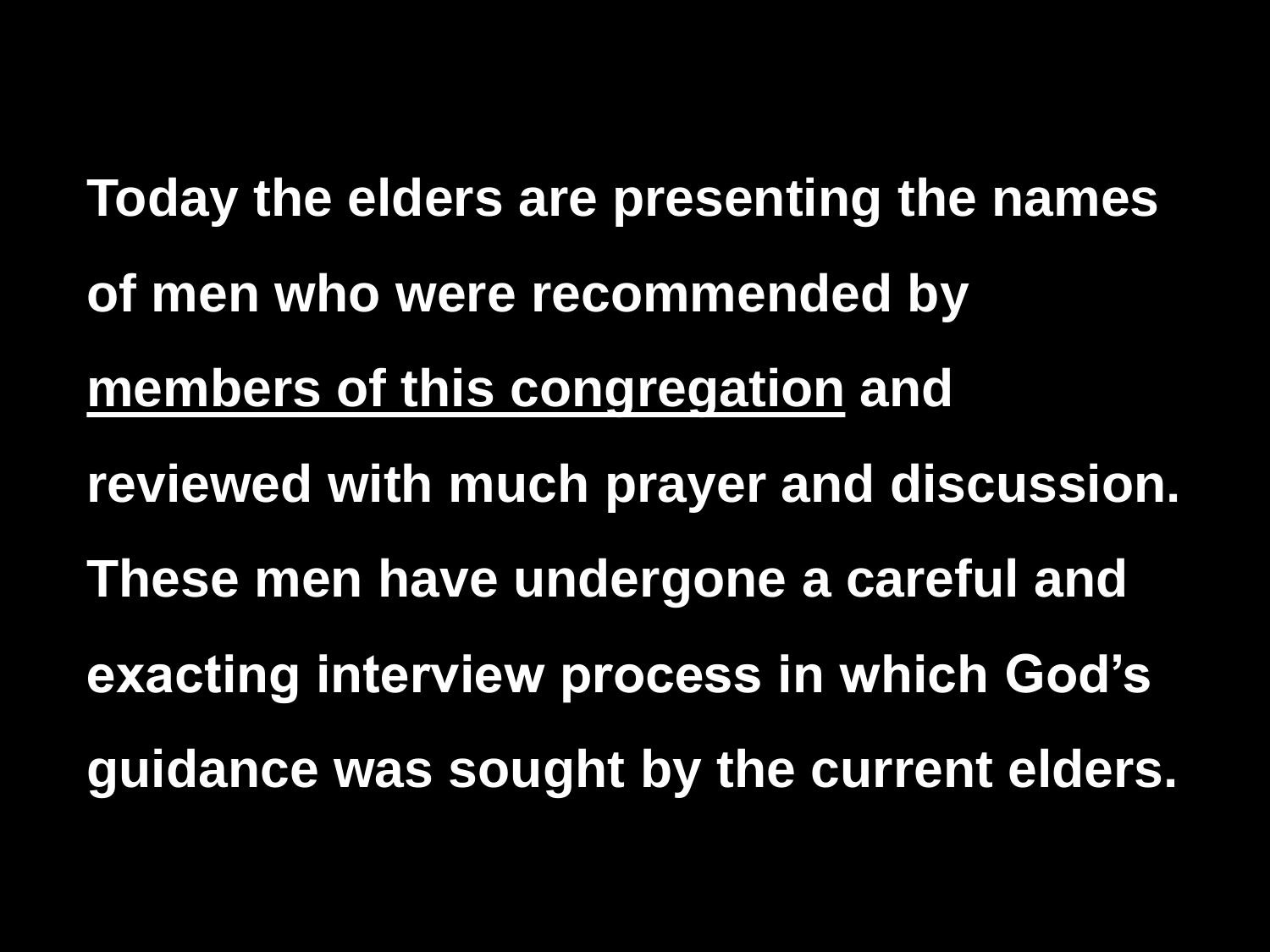**Today the elders are presenting the names of men who were recommended by <u>members of this congregation</u> and reviewed with much prayer and discussion. These men have undergone a careful and exacting interview process in which God's guidance was sought by the current elders.**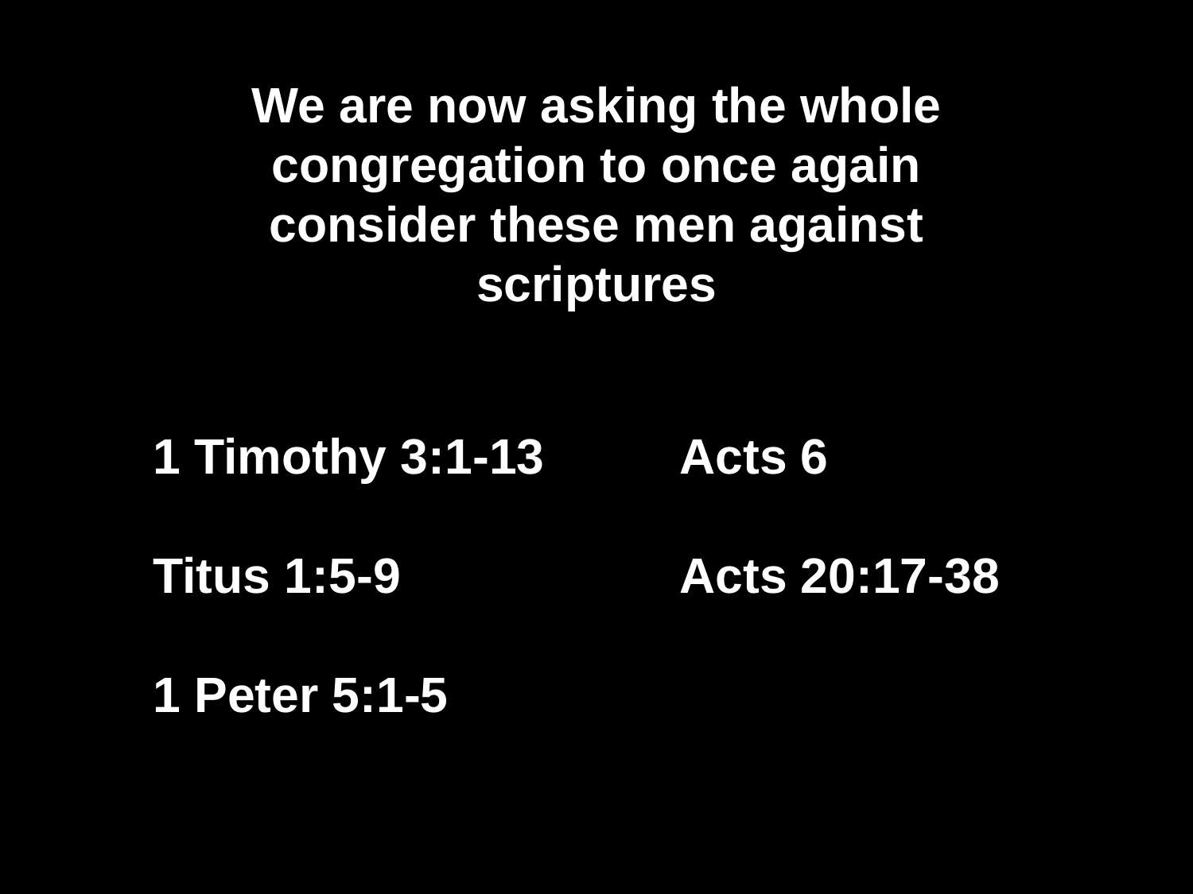# We are now asking the whole congregation to once again consider these men against scriptures

**1 Timothy 3:1-13**

**Titus 1:5-9**

**1 Peter 5:1-5**

**Acts 6**

**Acts 20:17-38**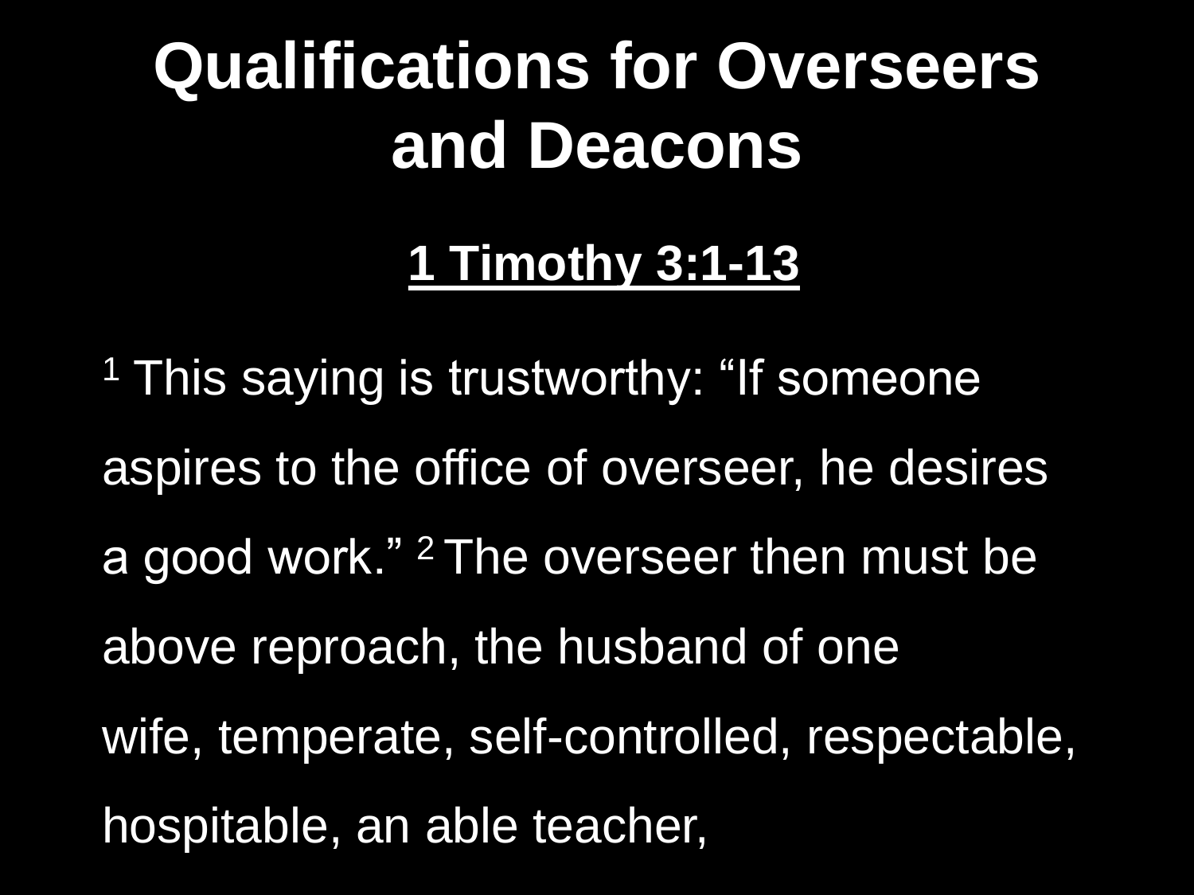# Qualifications for Overseers and Deacons

**1 Timothy 3:1-13**

[1] This saying is trustworthy: “If someone aspires to the office of overseer, he desires a good work.” [2] The overseer then must be above reproach, the husband of one wife, temperate, self-controlled, respectable, hospitable, an able teacher,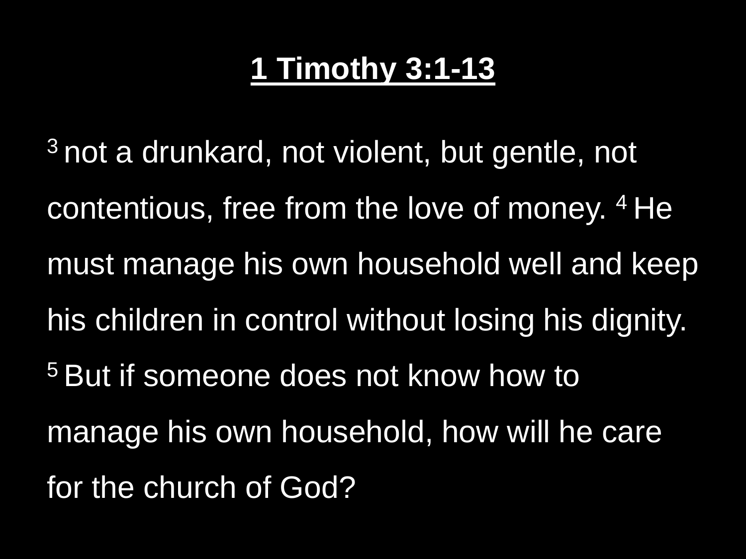# 1 Timothy 3:1-13

3 not a drunkard, not violent, but gentle, not contentious, free from the love of money. 4 He must manage his own household well and keep his children in control without losing his dignity. 5 But if someone does not know how to manage his own household, how will he care for the church of God?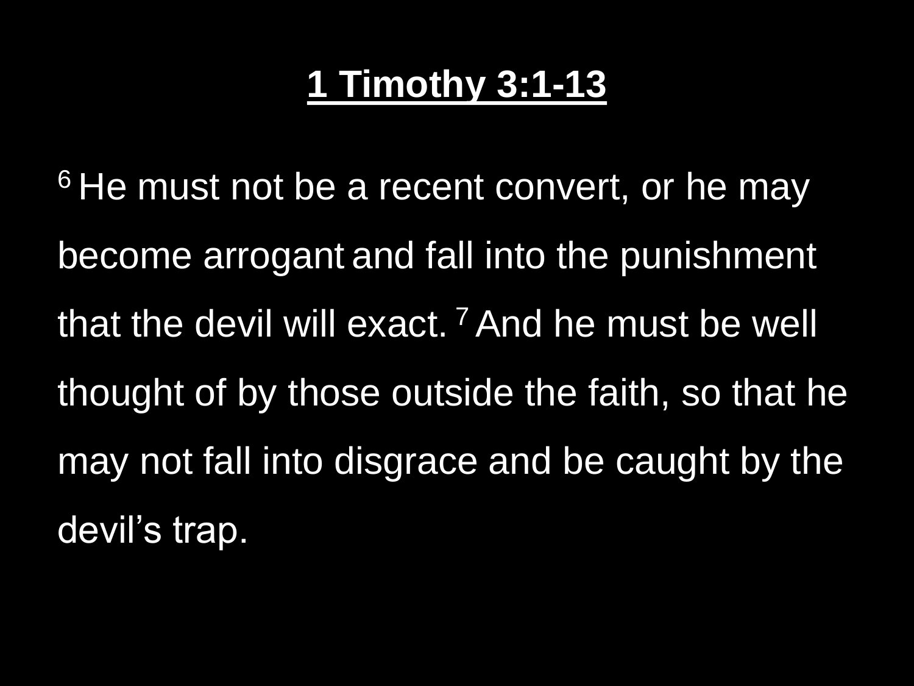# 1 Timothy 3:1-13

[6] He must not be a recent convert, or he may become arrogant and fall into the punishment that the devil will exact. [7] And he must be well thought of by those outside the faith, so that he may not fall into disgrace and be caught by the devil's trap.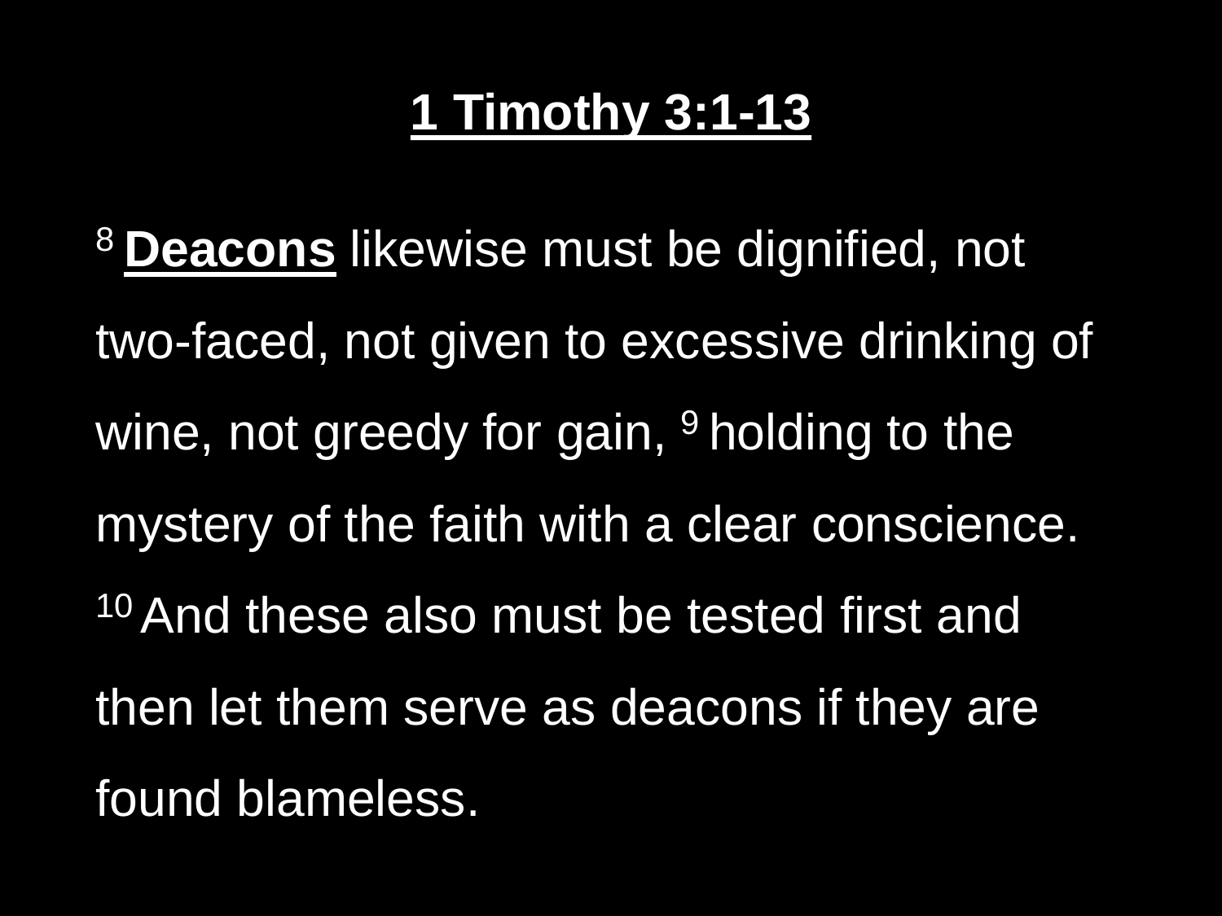# 1 Timothy 3:1-13

[8] **Deacons** likewise must be dignified, not two-faced, not given to excessive drinking of wine, not greedy for gain, [9] holding to the mystery of the faith with a clear conscience. [10] And these also must be tested first and then let them serve as deacons if they are found blameless.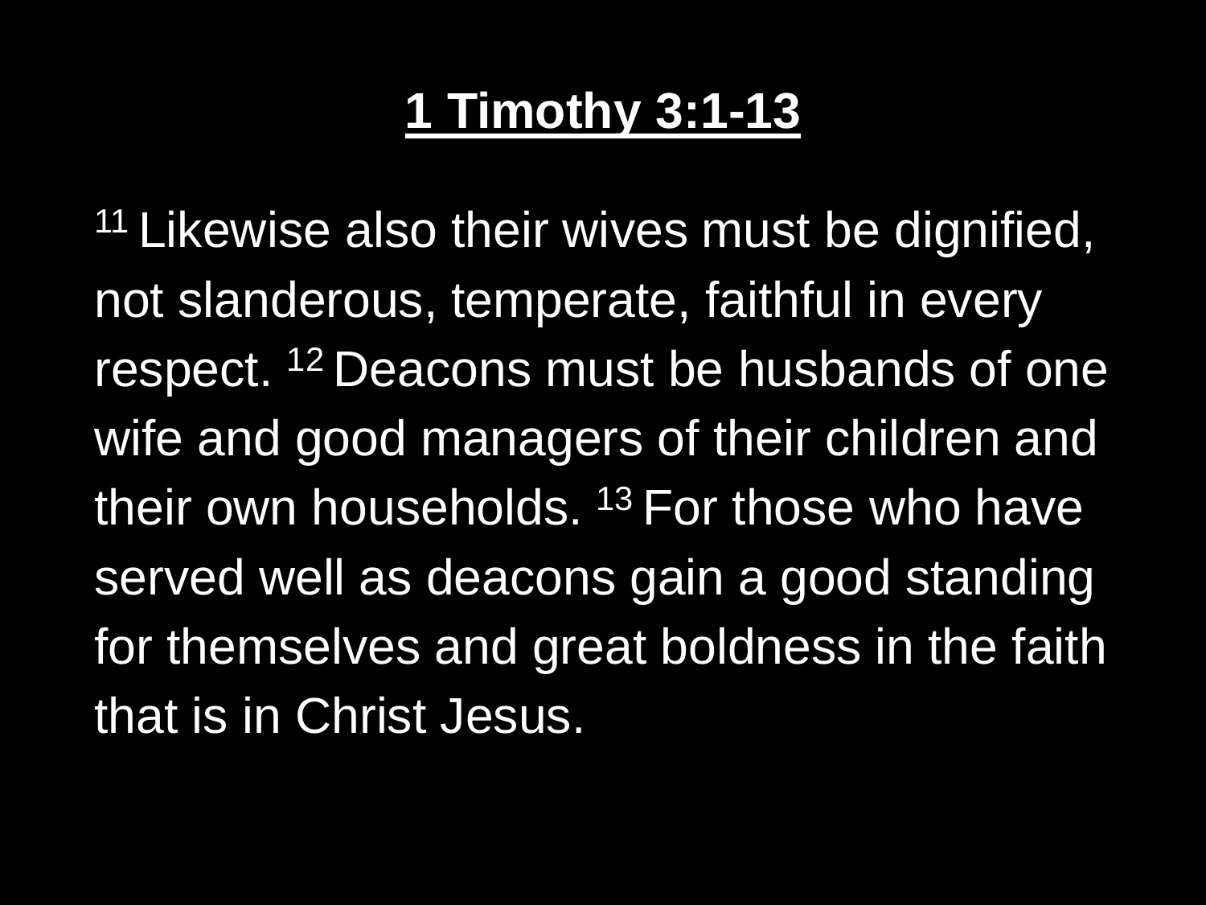# 1 Timothy 3:1-13

[11] Likewise also their wives must be dignified, not slanderous, temperate, faithful in every respect. [12] Deacons must be husbands of one wife and good managers of their children and their own households. [13] For those who have served well as deacons gain a good standing for themselves and great boldness in the faith that is in Christ Jesus.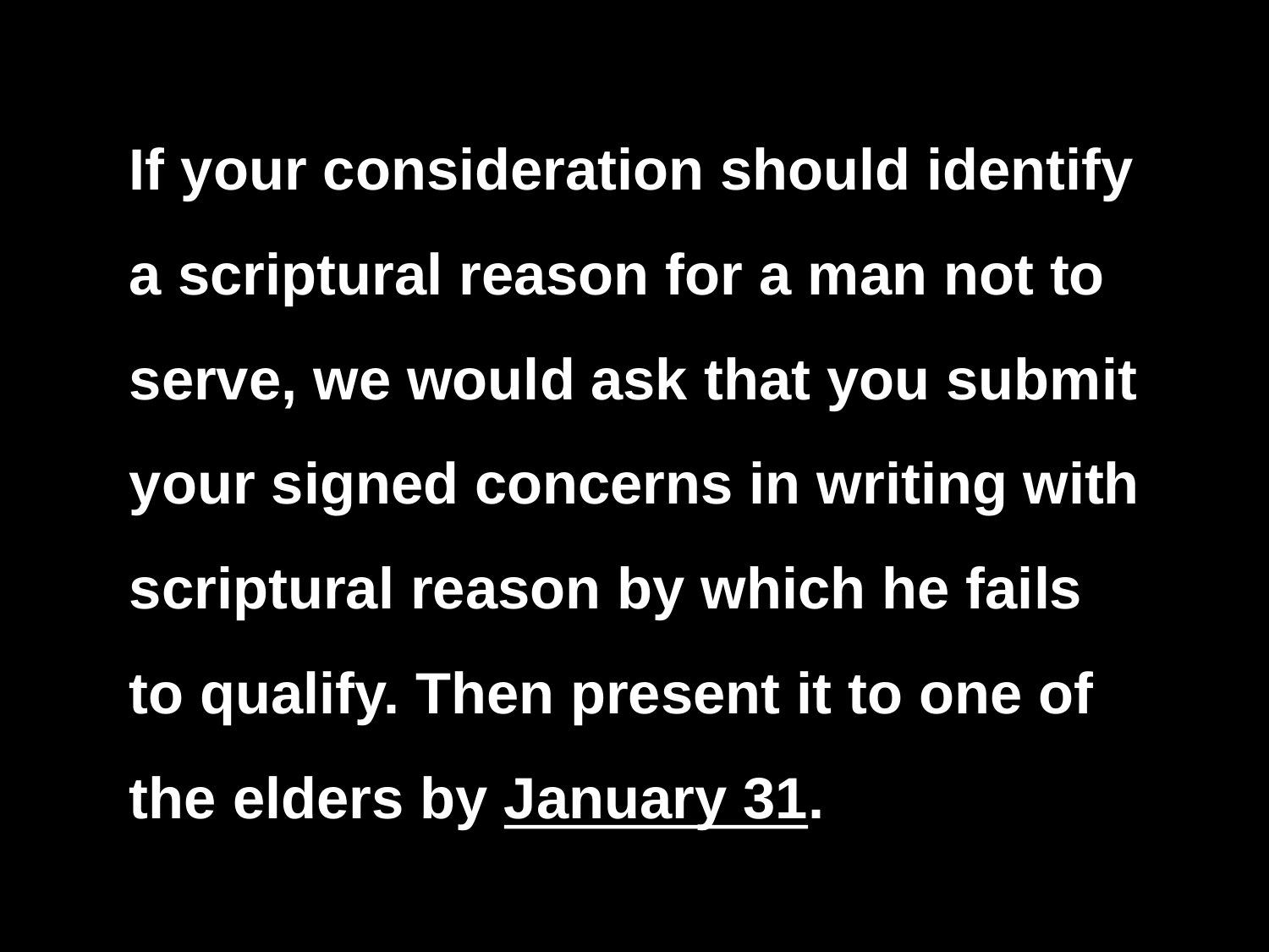**If your consideration should identify a scriptural reason for a man not to serve, we would ask that you submit your signed concerns in writing with scriptural reason by which he fails to qualify. Then present it to one of the elders by <u>January 31</u>.**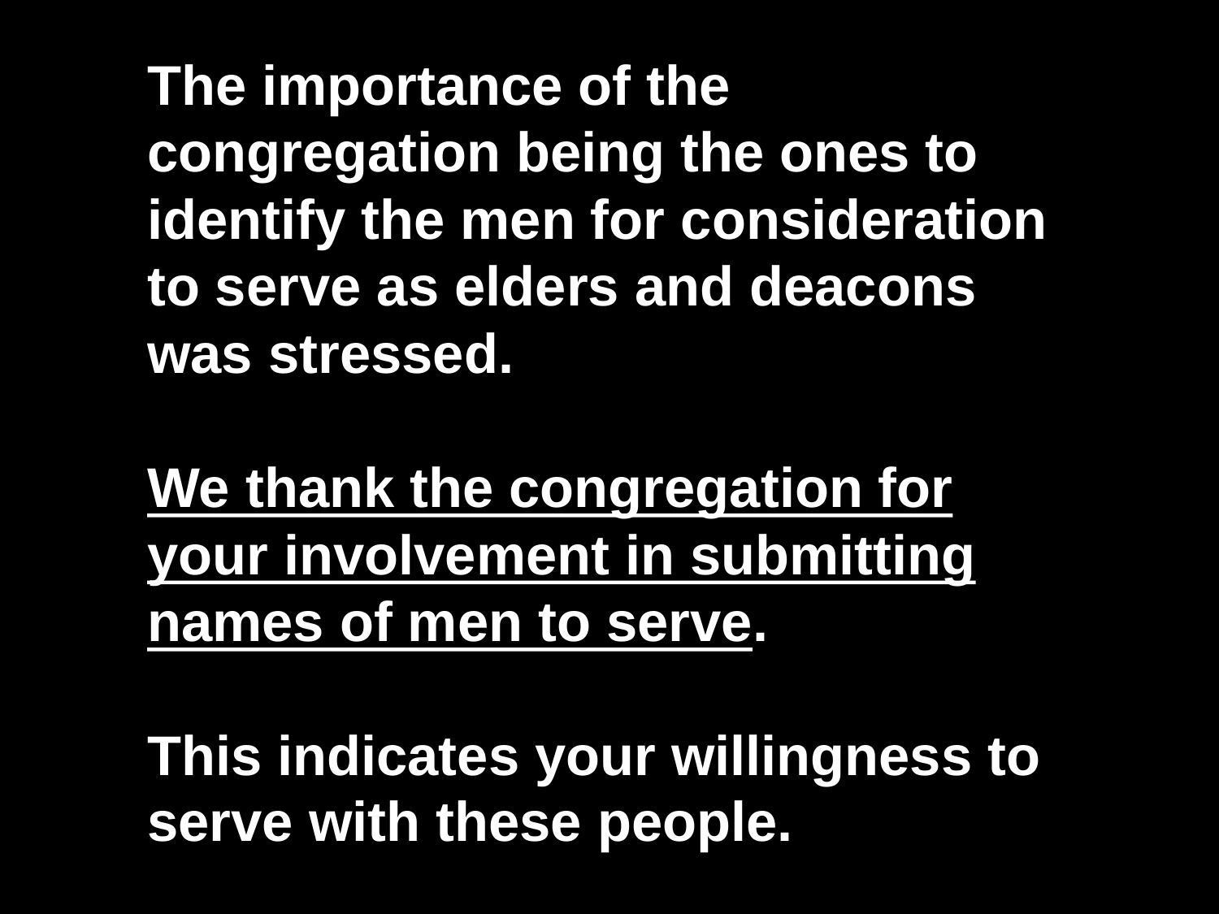**The importance of the congregation being the ones to identify the men for consideration to serve as elders and deacons was stressed.**

<u>**We thank the congregation for your involvement in submitting names of men to serve**</u>**.**

**This indicates your willingness to serve with these people.**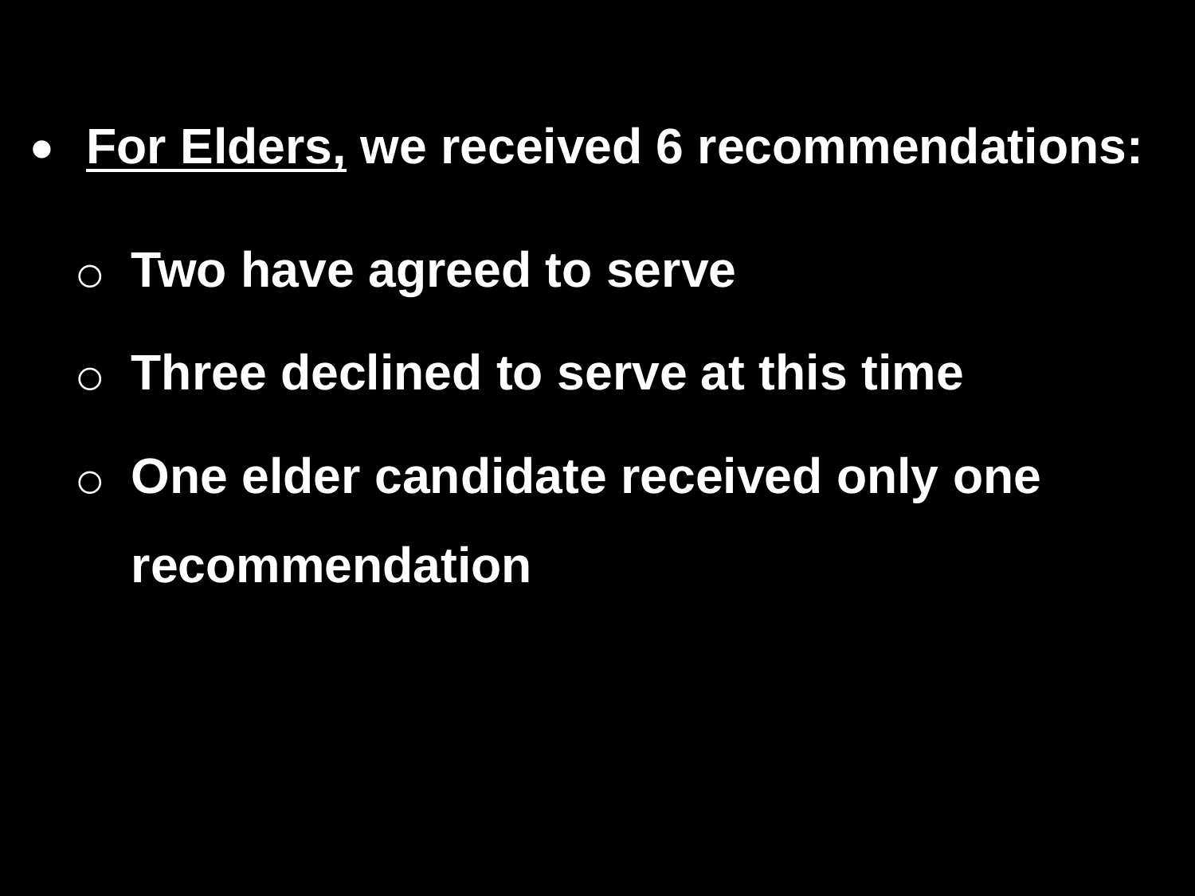- **<u>For Elders,</u> we received 6 recommendations:**
    - **Two have agreed to serve**
    - **Three declined to serve at this time**
    - **One elder candidate received only one recommendation**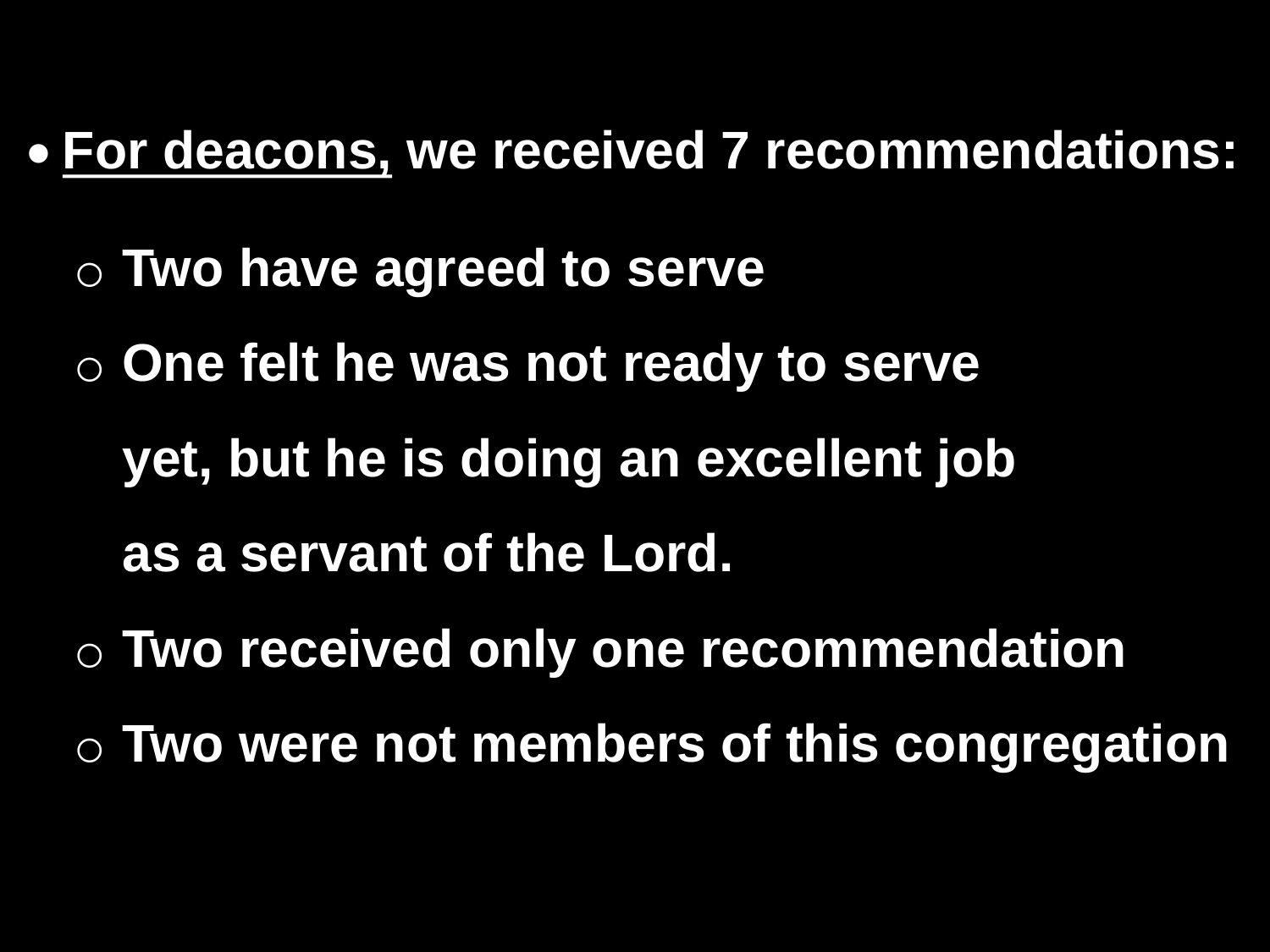- **<u>For deacons,</u> we received 7 recommendations:**
  - **Two have agreed to serve**
  - **One felt he was not ready to serve yet, but he is doing an excellent job as a servant of the Lord.**
  - **Two received only one recommendation**
  - **Two were not members of this congregation**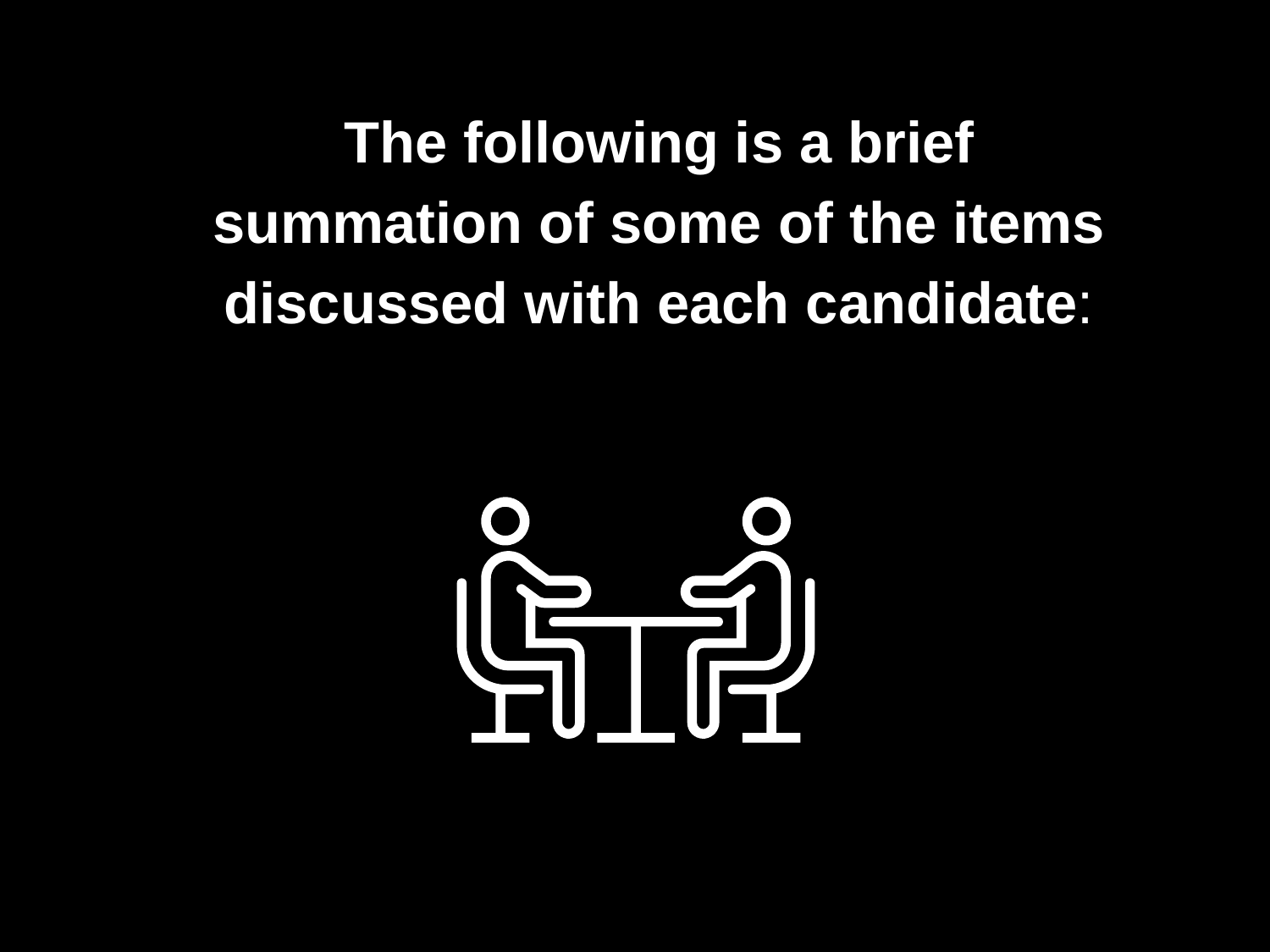**The following is a brief summation of some of the items discussed with each candidate:**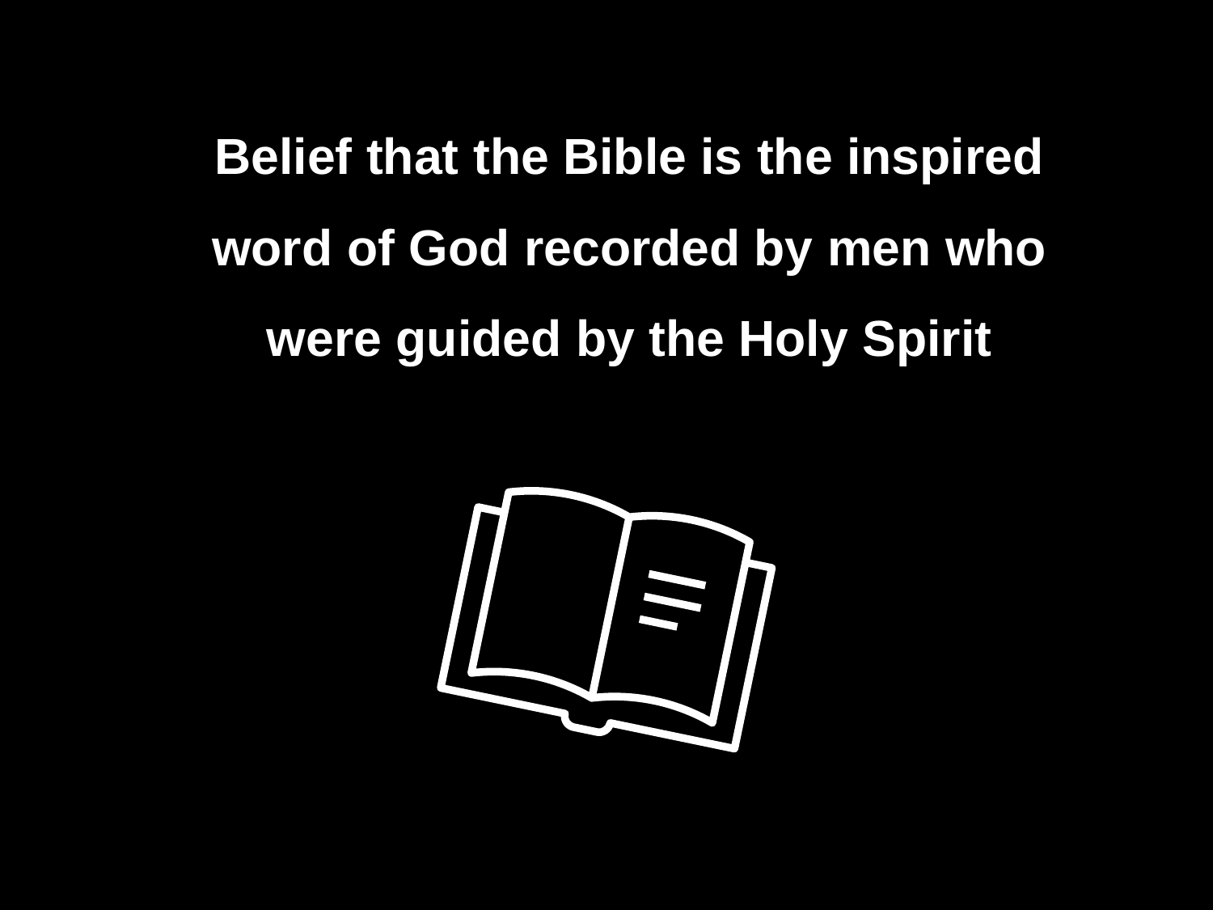**Belief that the Bible is the inspired word of God recorded by men who were guided by the Holy Spirit**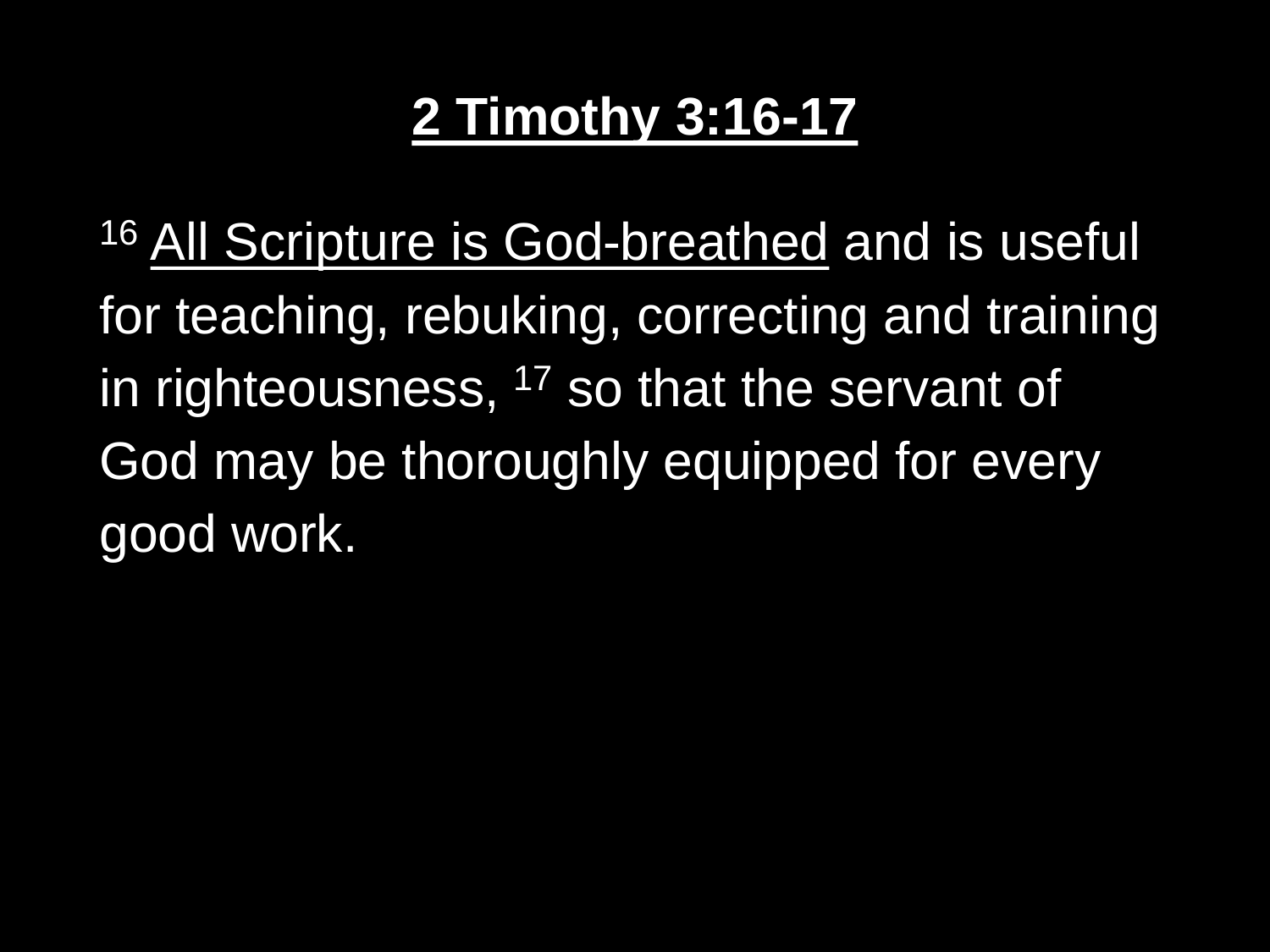# 2 Timothy 3:16-17

[16] All Scripture is God-breathed and is useful for teaching, rebuking, correcting and training in righteousness, [17] so that the servant of God may be thoroughly equipped for every good work.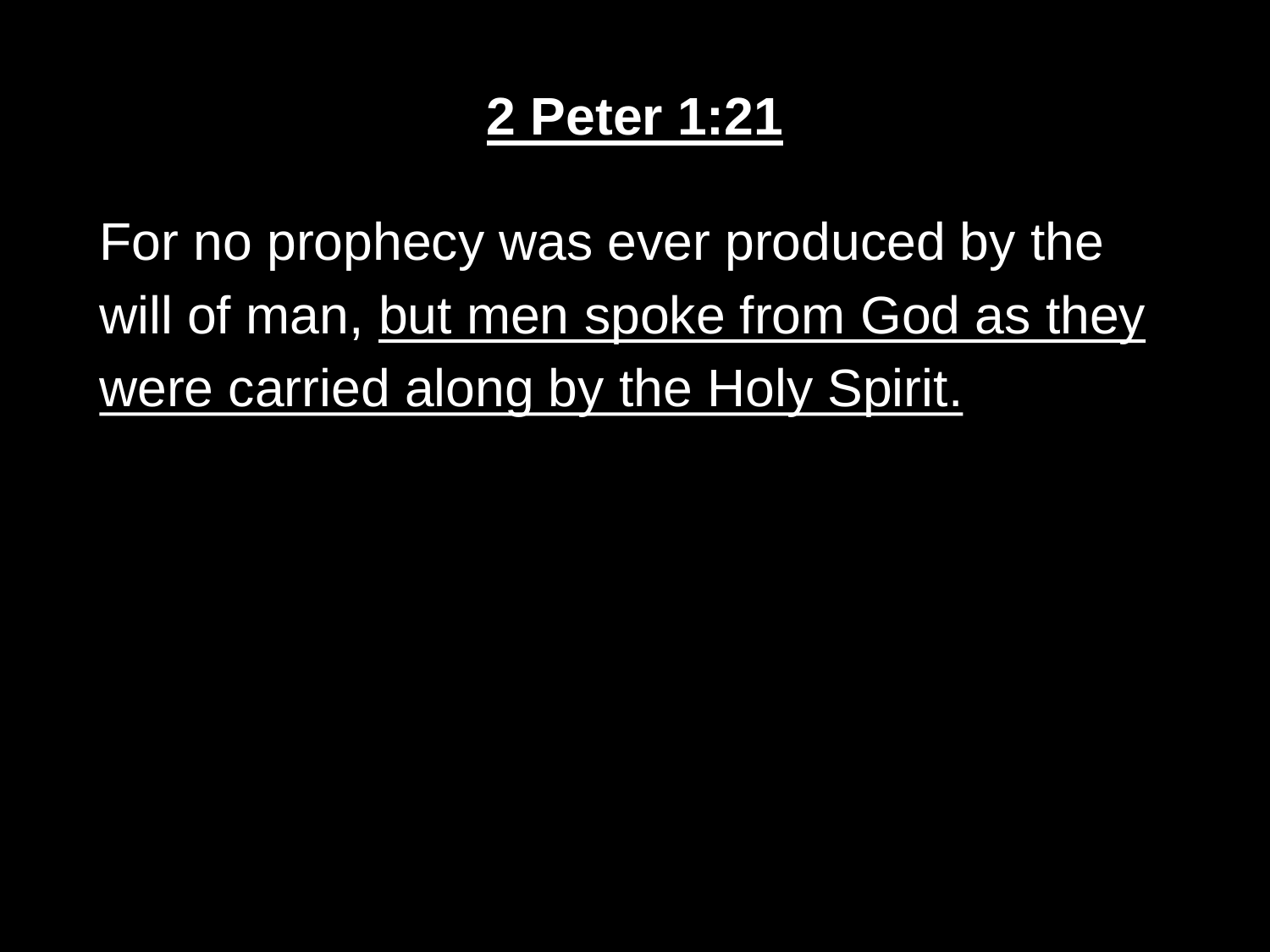# 2 Peter 1:21

For no prophecy was ever produced by the will of man, <u>but men spoke from God as they were carried along by the Holy Spirit.</u>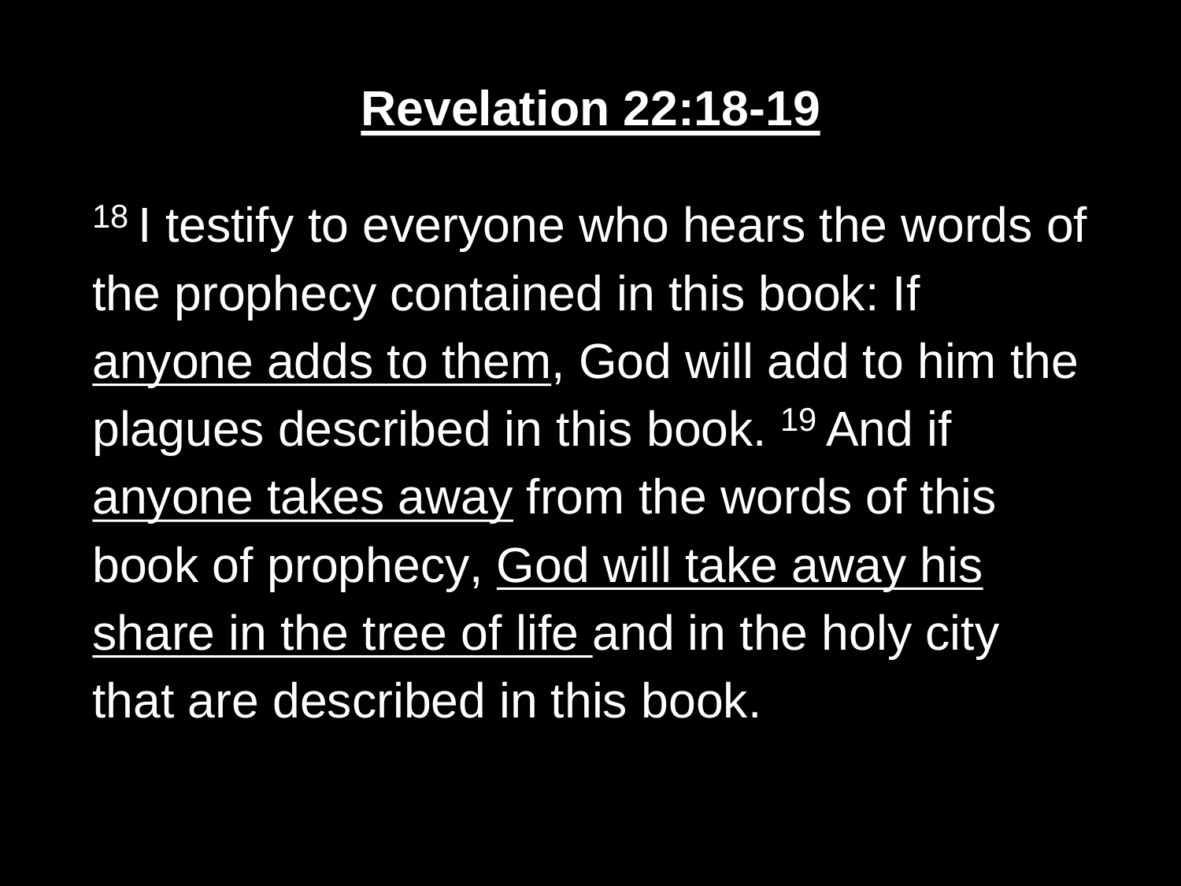## Revelation 22:18-19

[18] I testify to everyone who hears the words of the prophecy contained in this book: If anyone adds to them, God will add to him the plagues described in this book. [19] And if anyone takes away from the words of this book of prophecy, God will take away his share in the tree of life and in the holy city that are described in this book.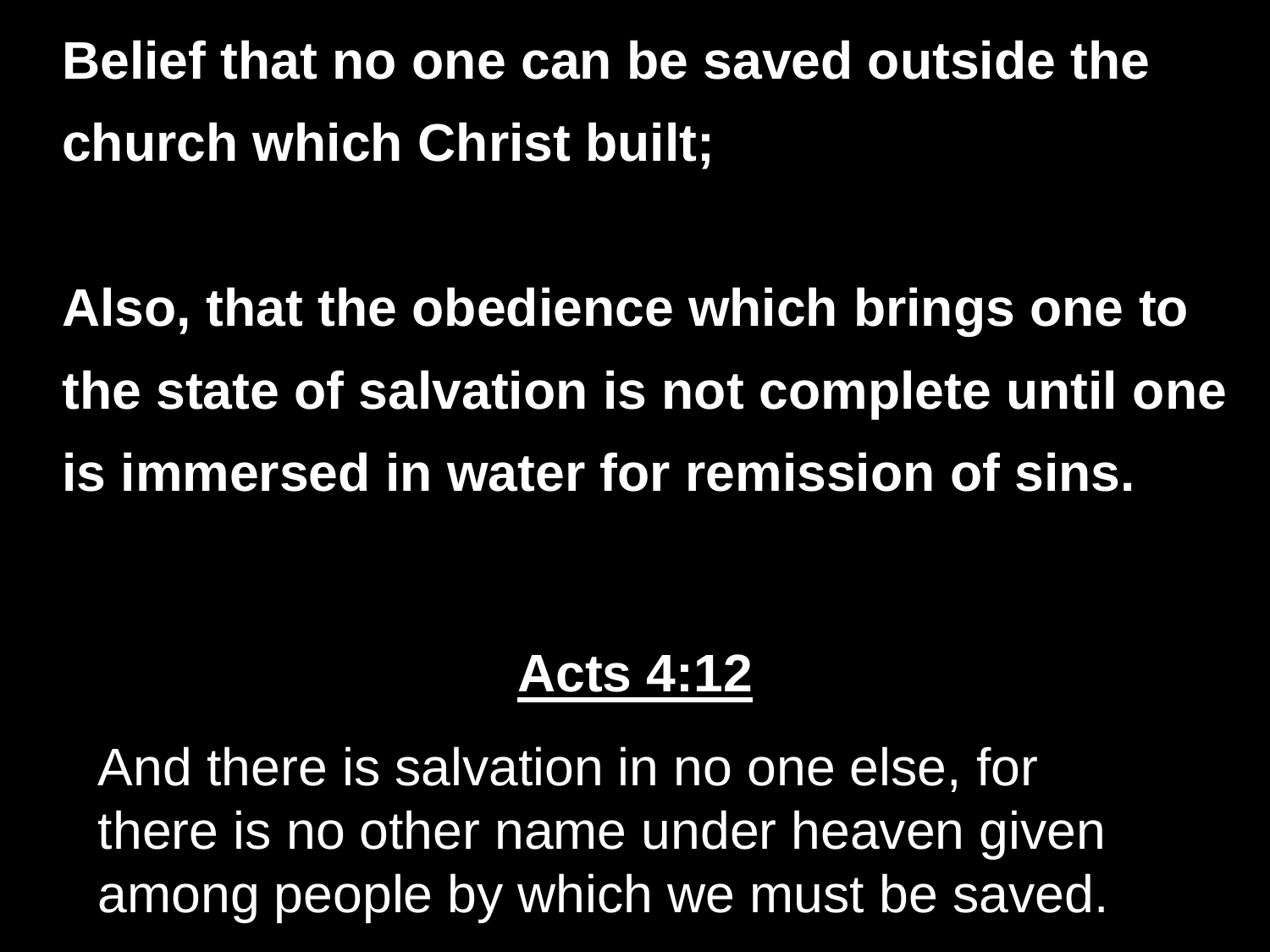**Belief that no one can be saved outside the church which Christ built;**

**Also, that the obedience which brings one to the state of salvation is not complete until one is immersed in water for remission of sins.**

**Acts 4:12**

And there is salvation in no one else, for there is no other name under heaven given among people by which we must be saved.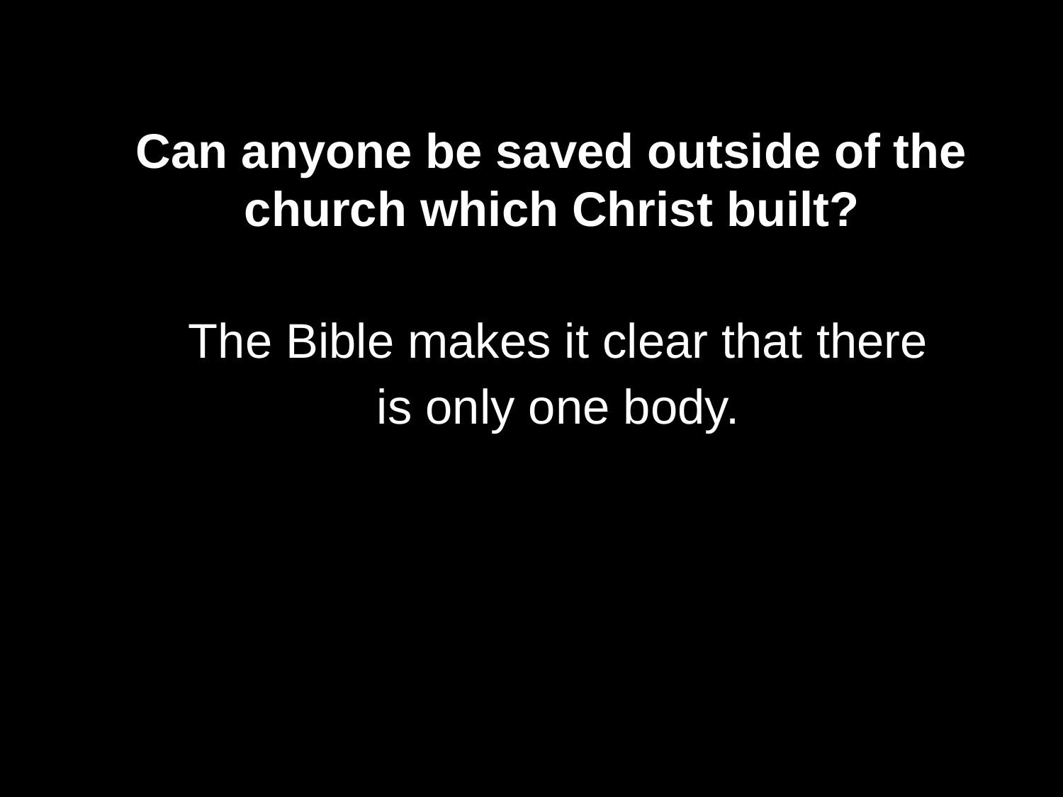**Can anyone be saved outside of the church which Christ built?**

The Bible makes it clear that there is only one body.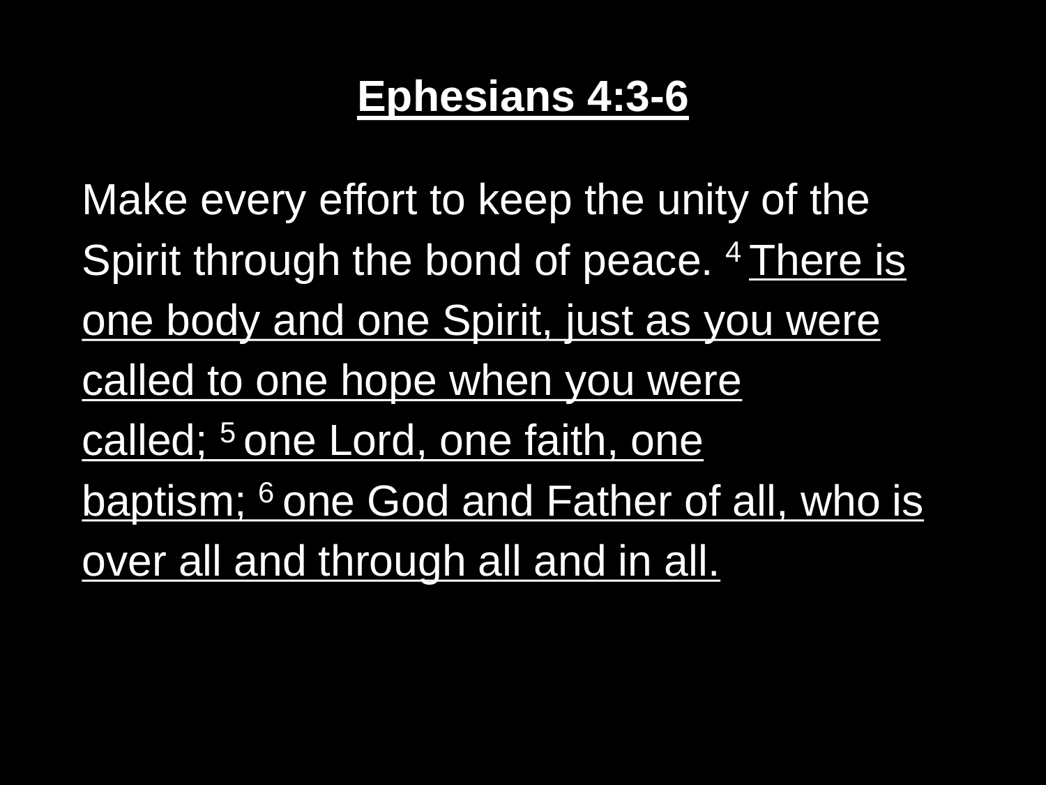# Ephesians 4:3-6

Make every effort to keep the unity of the Spirit through the bond of peace. 4 <u>There is one body and one Spirit, just as you were called to one hope when you were called; 5 one Lord, one faith, one baptism; 6 one God and Father of all, who is over all and through all and in all.</u>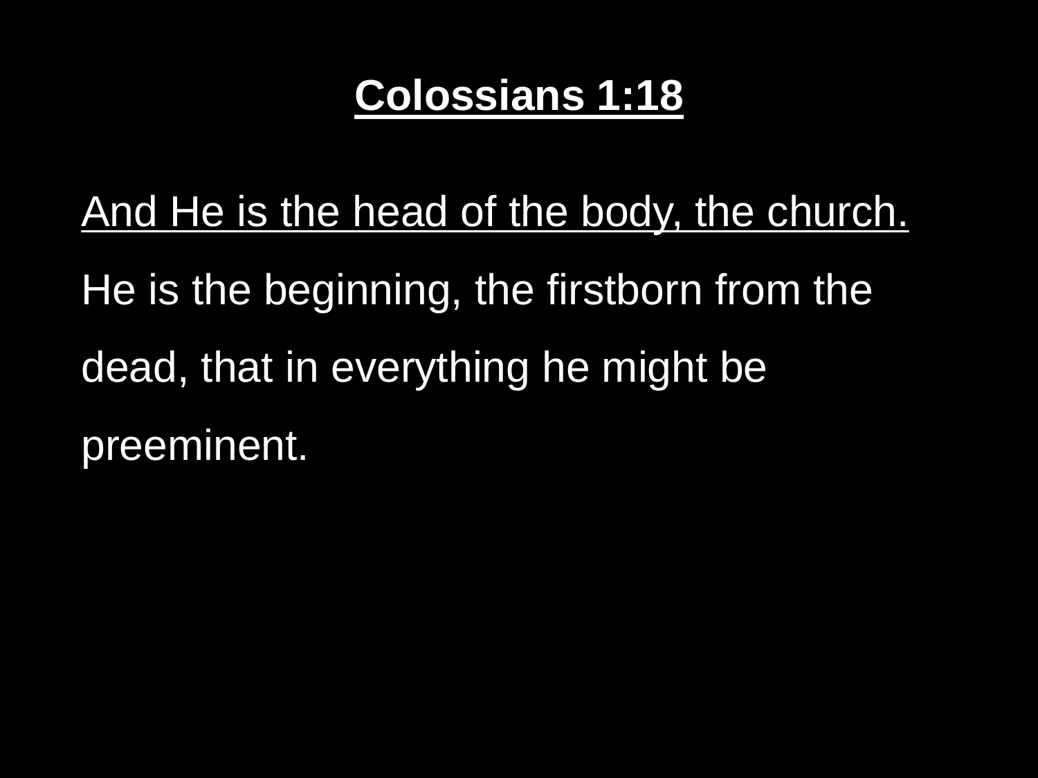# Colossians 1:18

And He is the head of the body, the church. He is the beginning, the firstborn from the dead, that in everything he might be preeminent.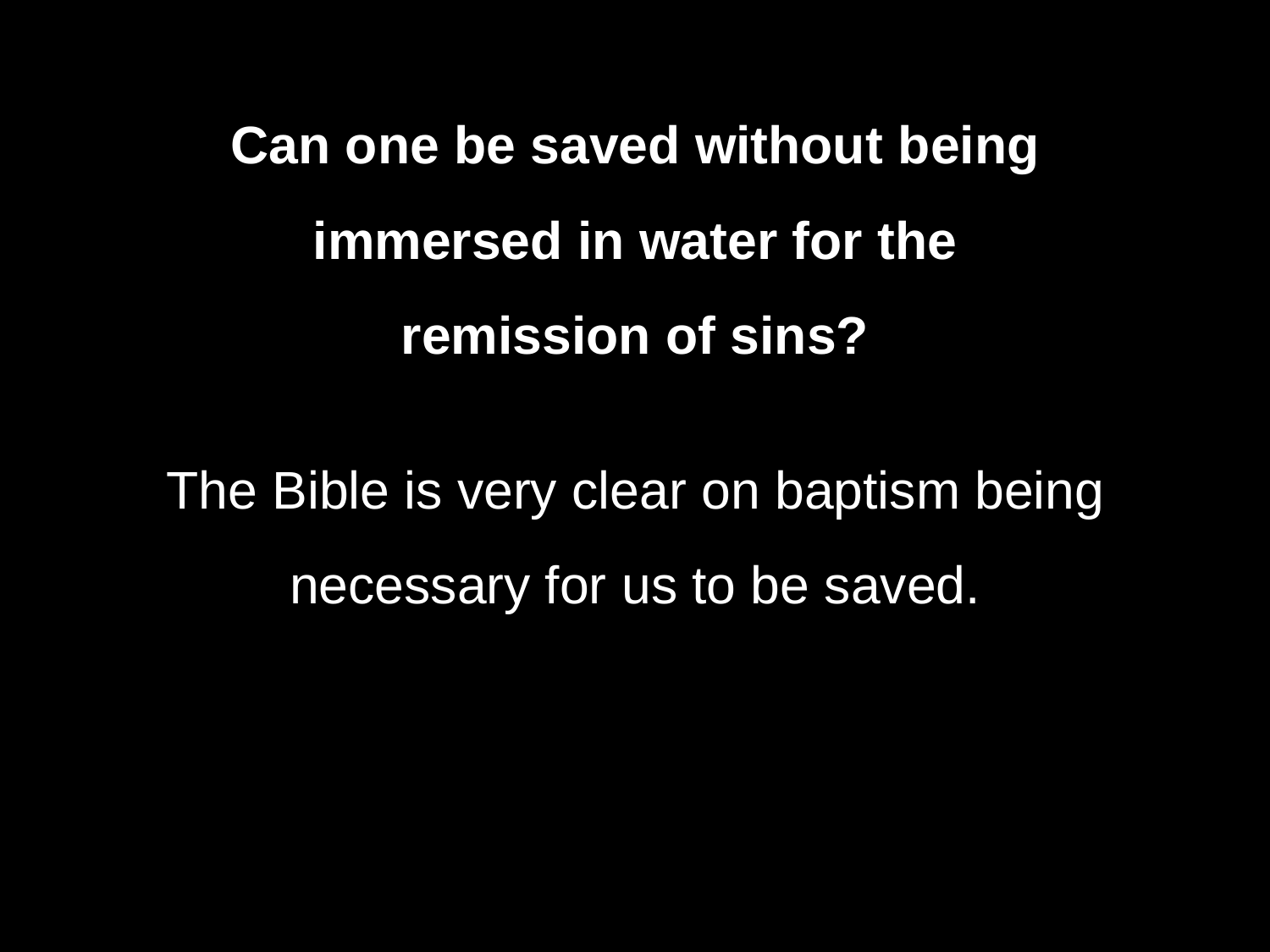**Can one be saved without being immersed in water for the remission of sins?**

The Bible is very clear on baptism being necessary for us to be saved.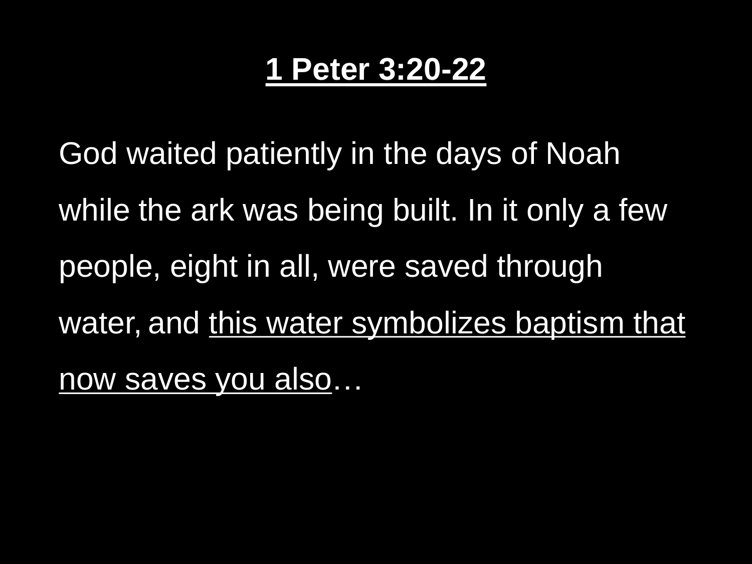# 1 Peter 3:20-22

God waited patiently in the days of Noah while the ark was being built. In it only a few people, eight in all, were saved through water, and <u>this water symbolizes baptism that now saves you also</u>…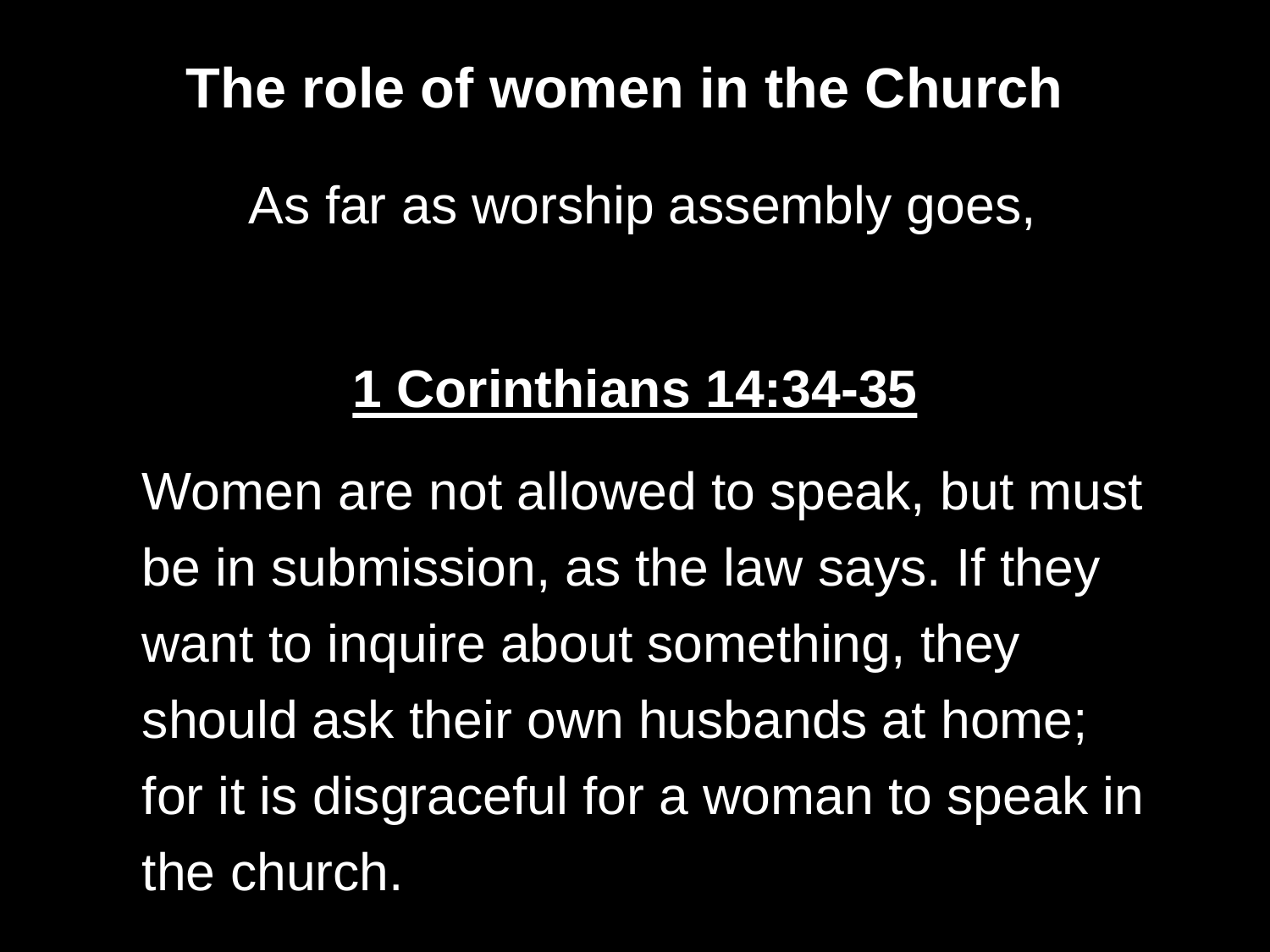# The role of women in the Church

As far as worship assembly goes,

**1 Corinthians 14:34-35**

Women are not allowed to speak, but must be in submission, as the law says. If they want to inquire about something, they should ask their own husbands at home; for it is disgraceful for a woman to speak in the church.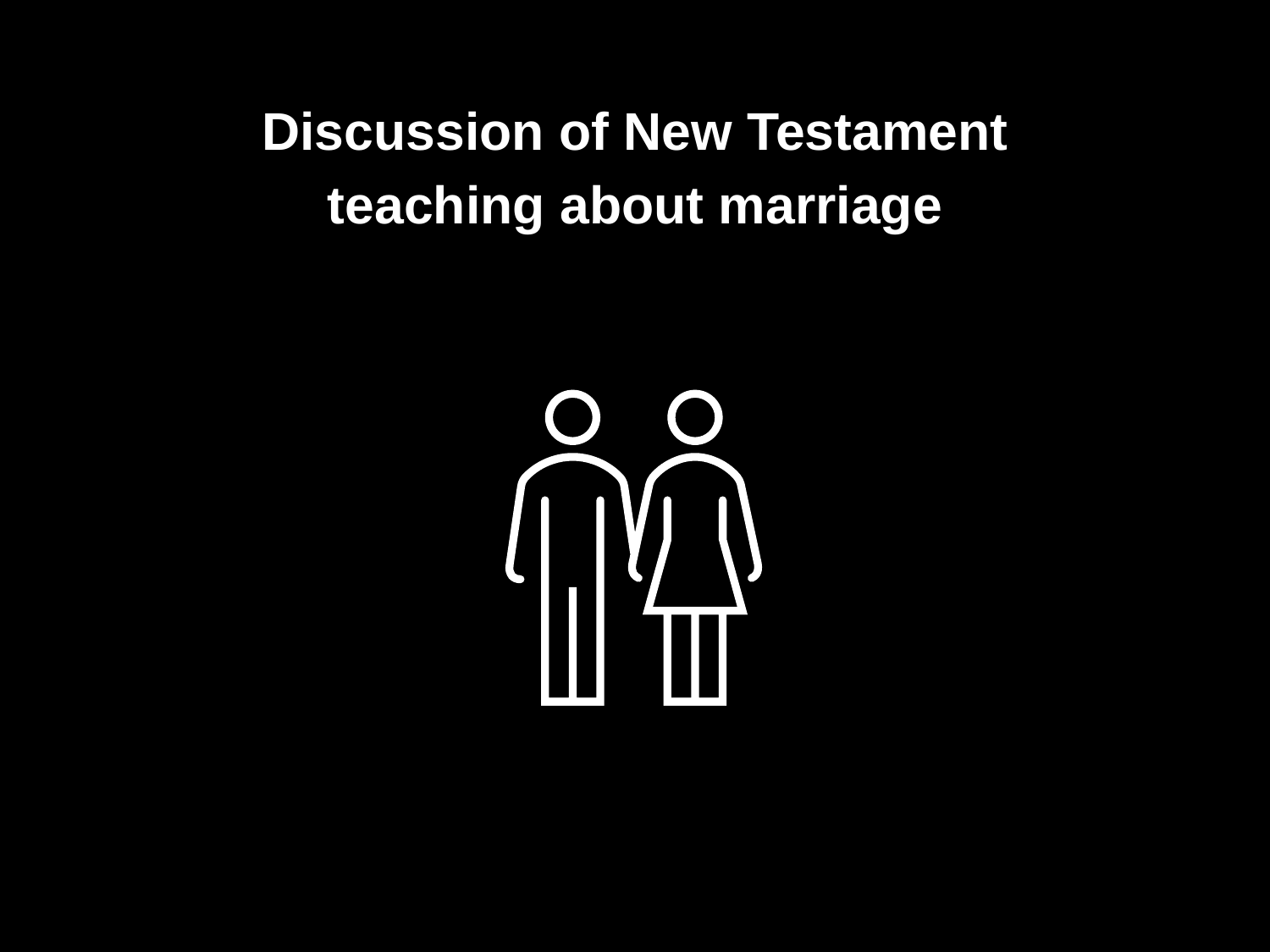# Discussion of New Testament teaching about marriage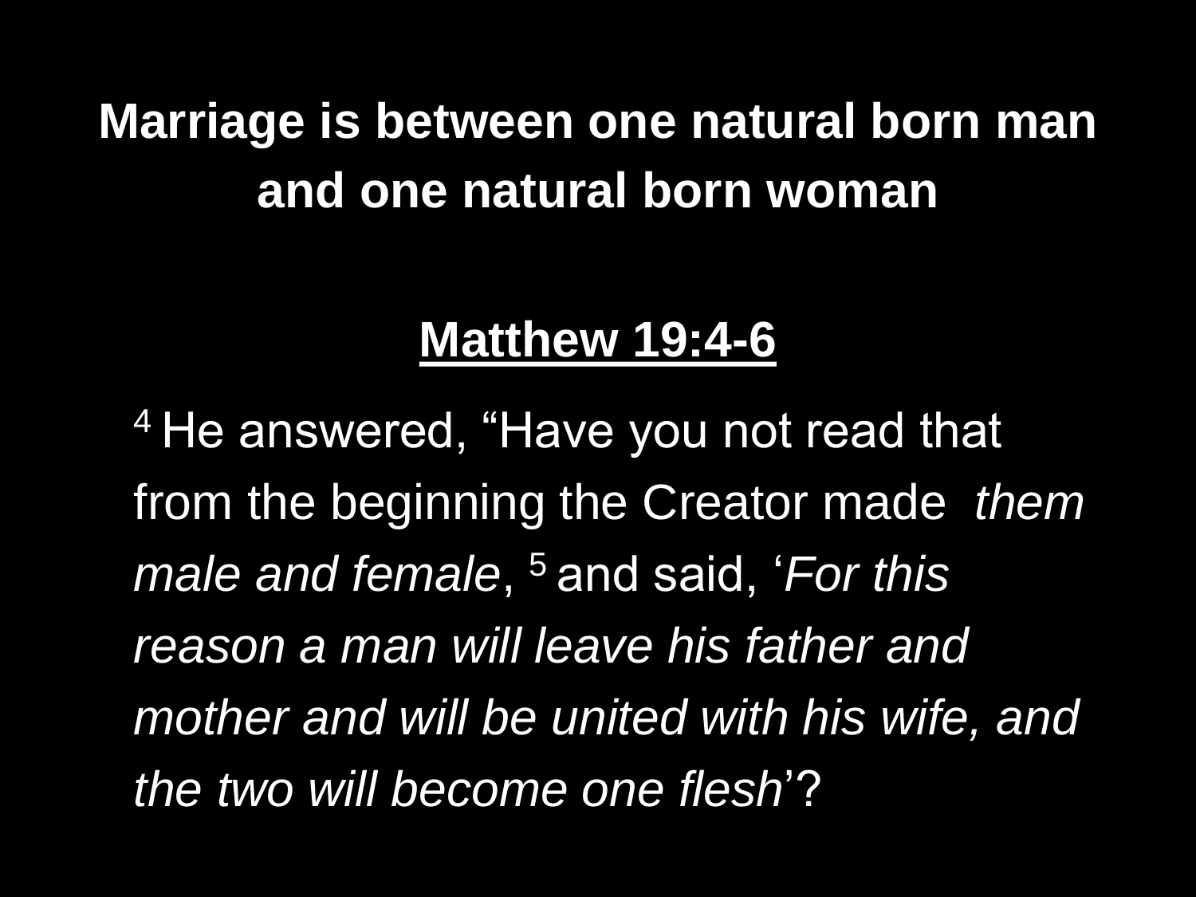**Marriage is between one natural born man and one natural born woman**

**Matthew 19:4-6**

[4] He answered, “Have you not read that from the beginning the Creator made *them male and female*, [5] and said, ‘*For this reason a man will leave his father and mother and will be united with his wife, and the two will become one flesh*’?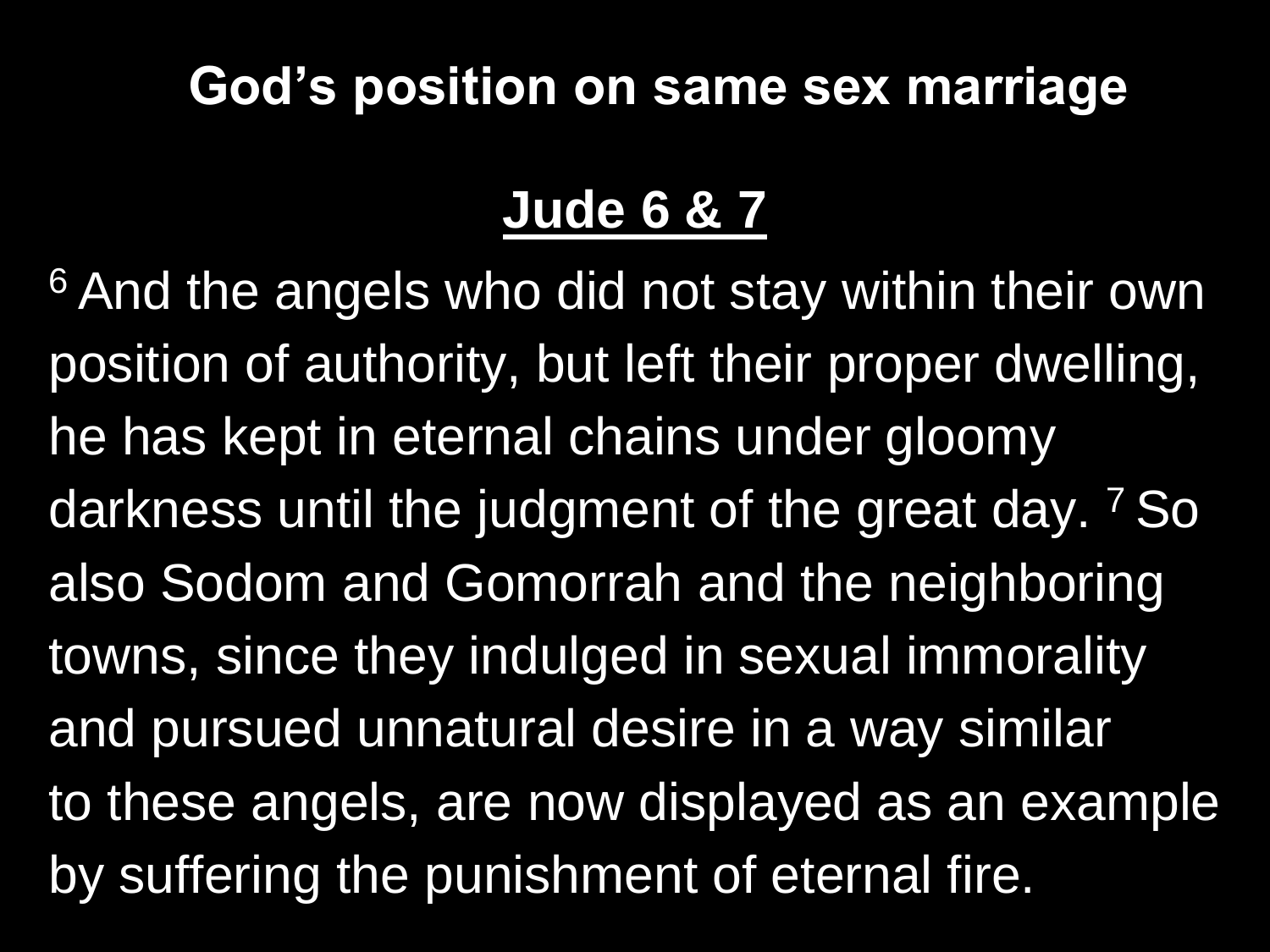# God's position on same sex marriage

## Jude 6 & 7

[6] And the angels who did not stay within their own position of authority, but left their proper dwelling, he has kept in eternal chains under gloomy darkness until the judgment of the great day. [7] So also Sodom and Gomorrah and the neighboring towns, since they indulged in sexual immorality and pursued unnatural desire in a way similar to these angels, are now displayed as an example by suffering the punishment of eternal fire.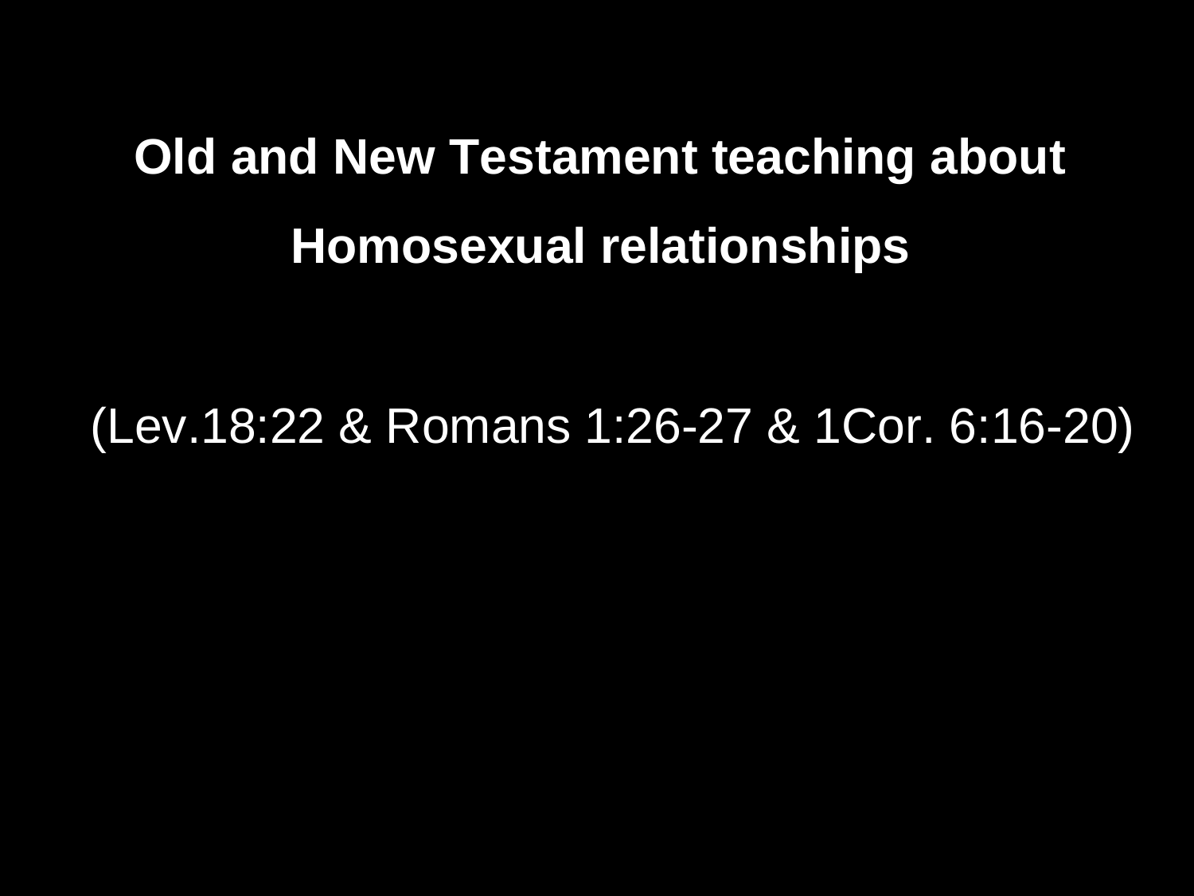**Old and New Testament teaching about Homosexual relationships**

(Lev.18:22 & Romans 1:26-27 & 1Cor. 6:16-20)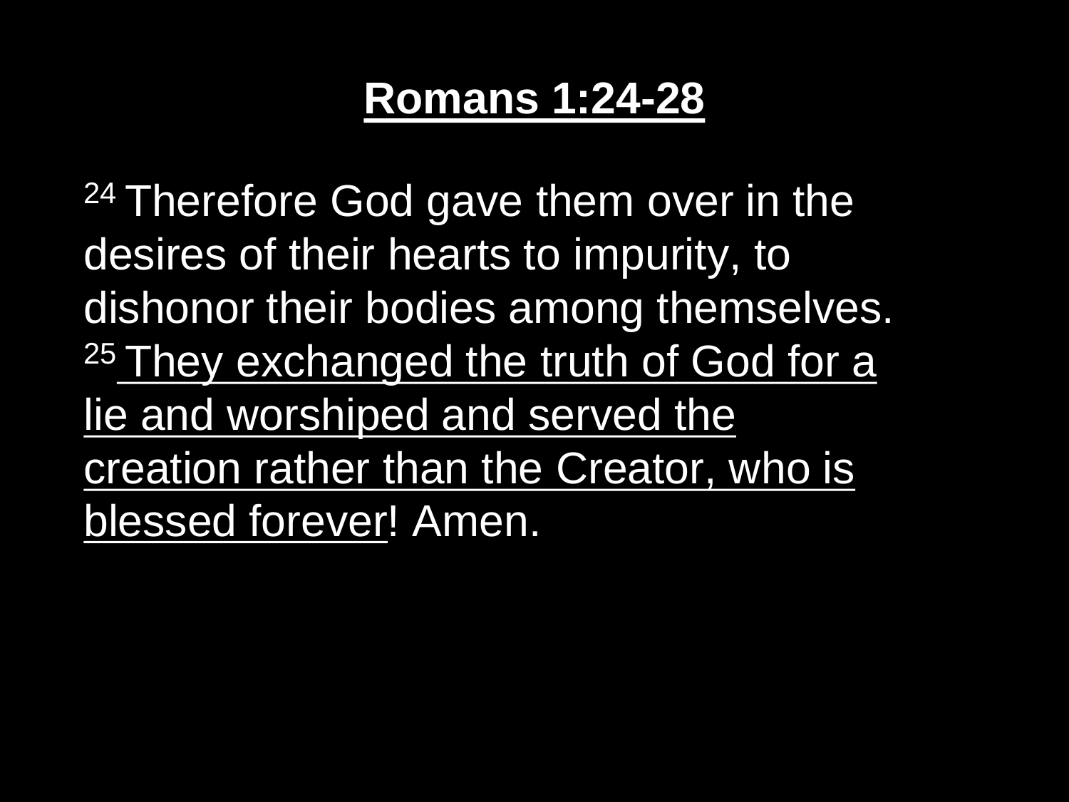# Romans 1:24-28

24 Therefore God gave them over in the desires of their hearts to impurity, to dishonor their bodies among themselves. 25 <u>They exchanged the truth of God for a lie and worshiped and served the creation rather than the Creator, who is blessed forever</u>! Amen.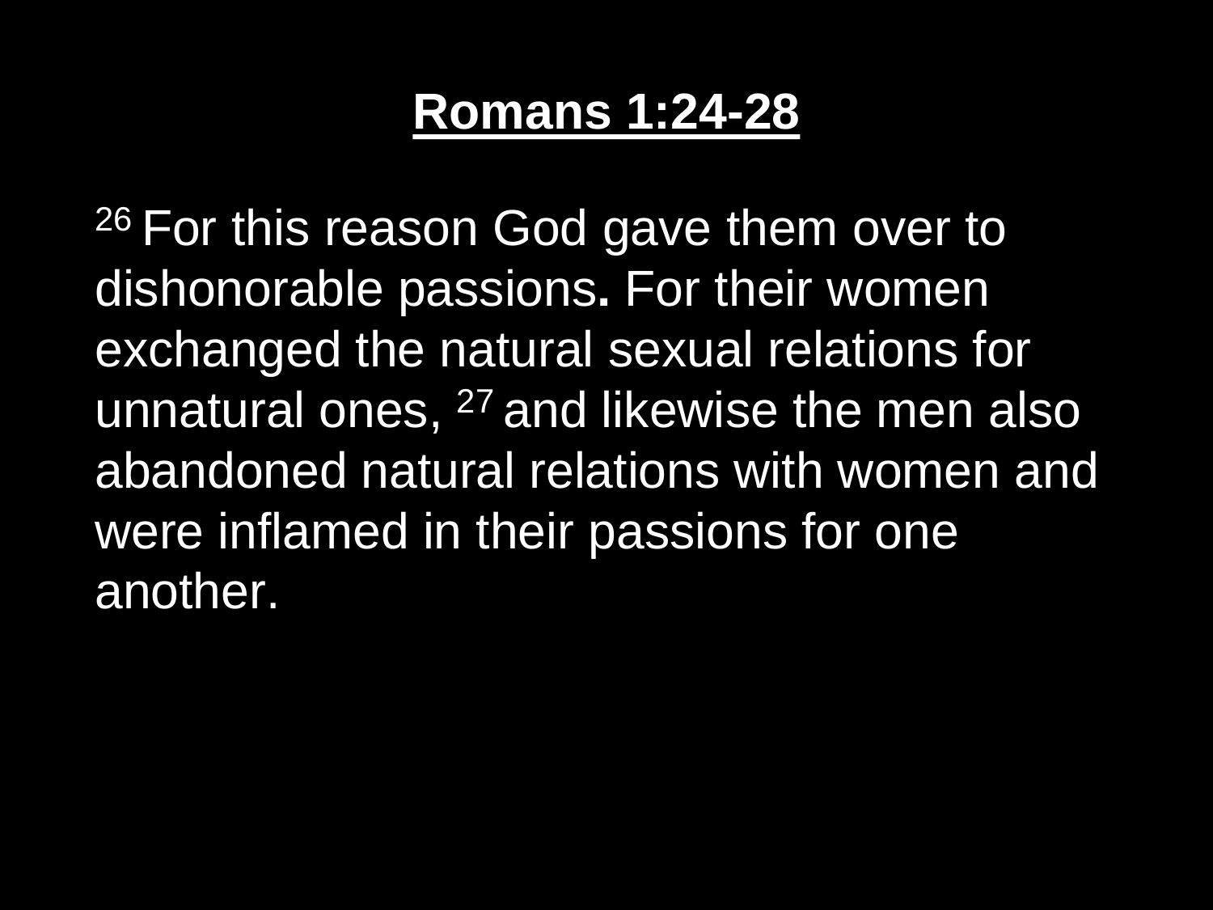## Romans 1:24-28

[26] For this reason God gave them over to dishonorable passions. For their women exchanged the natural sexual relations for unnatural ones, [27] and likewise the men also abandoned natural relations with women and were inflamed in their passions for one another.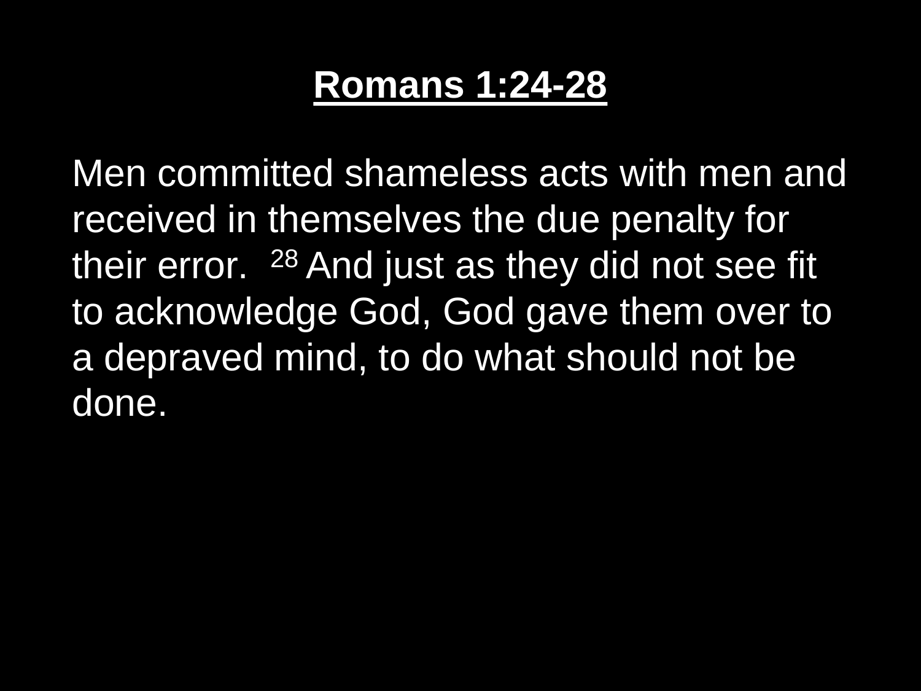# <u>Romans 1:24-28</u>

Men committed shameless acts with men and received in themselves the due penalty for their error. [28] And just as they did not see fit to acknowledge God, God gave them over to a depraved mind, to do what should not be done.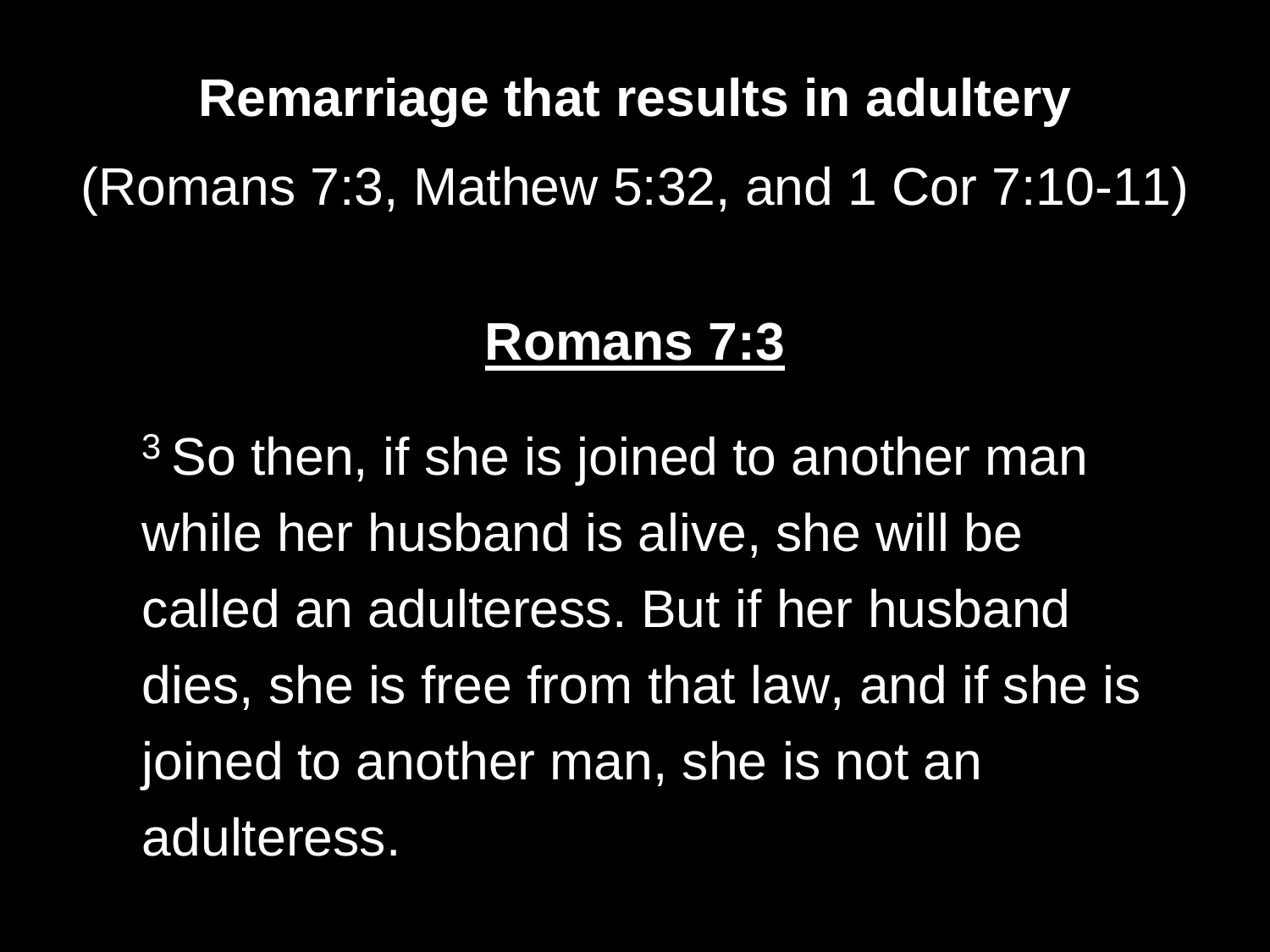# Remarriage that results in adultery

(Romans 7:3, Mathew 5:32, and 1 Cor 7:10-11)

## Romans 7:3

[3] So then, if she is joined to another man while her husband is alive, she will be called an adulteress. But if her husband dies, she is free from that law, and if she is joined to another man, she is not an adulteress.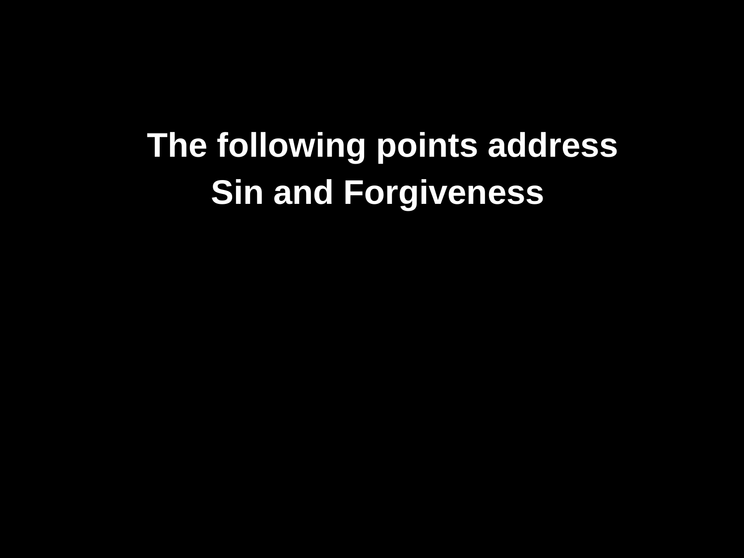**The following points address**

**Sin and Forgiveness**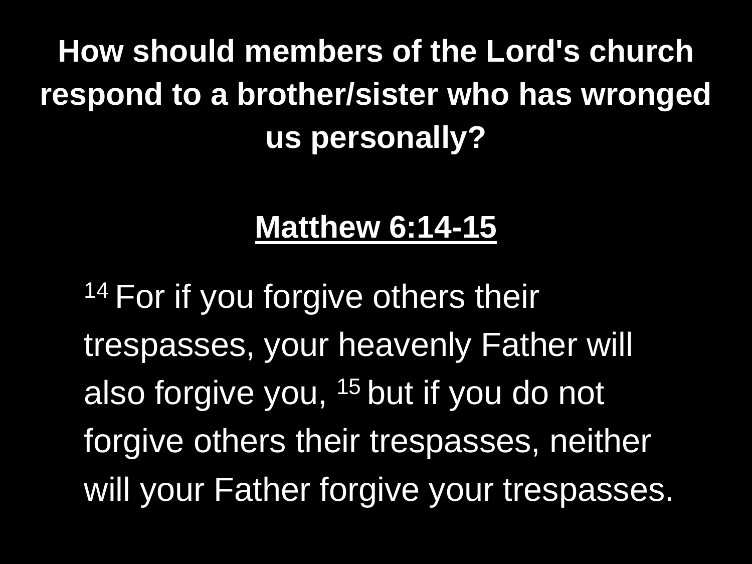**How should members of the Lord's church respond to a brother/sister who has wronged us personally?**

**<u>Matthew 6:14-15</u>**

[14] For if you forgive others their trespasses, your heavenly Father will also forgive you, [15] but if you do not forgive others their trespasses, neither will your Father forgive your trespasses.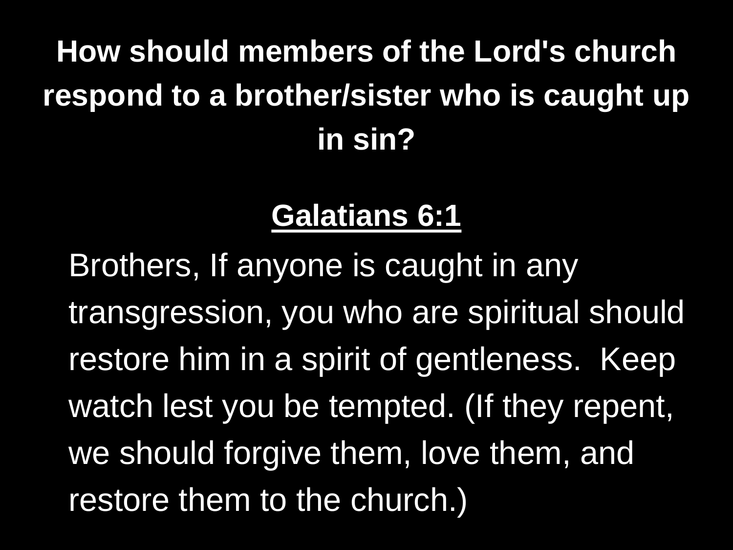# How should members of the Lord's church respond to a brother/sister who is caught up in sin?

**Galatians 6:1**

Brothers, If anyone is caught in any transgression, you who are spiritual should restore him in a spirit of gentleness.  Keep watch lest you be tempted. (If they repent, we should forgive them, love them, and restore them to the church.)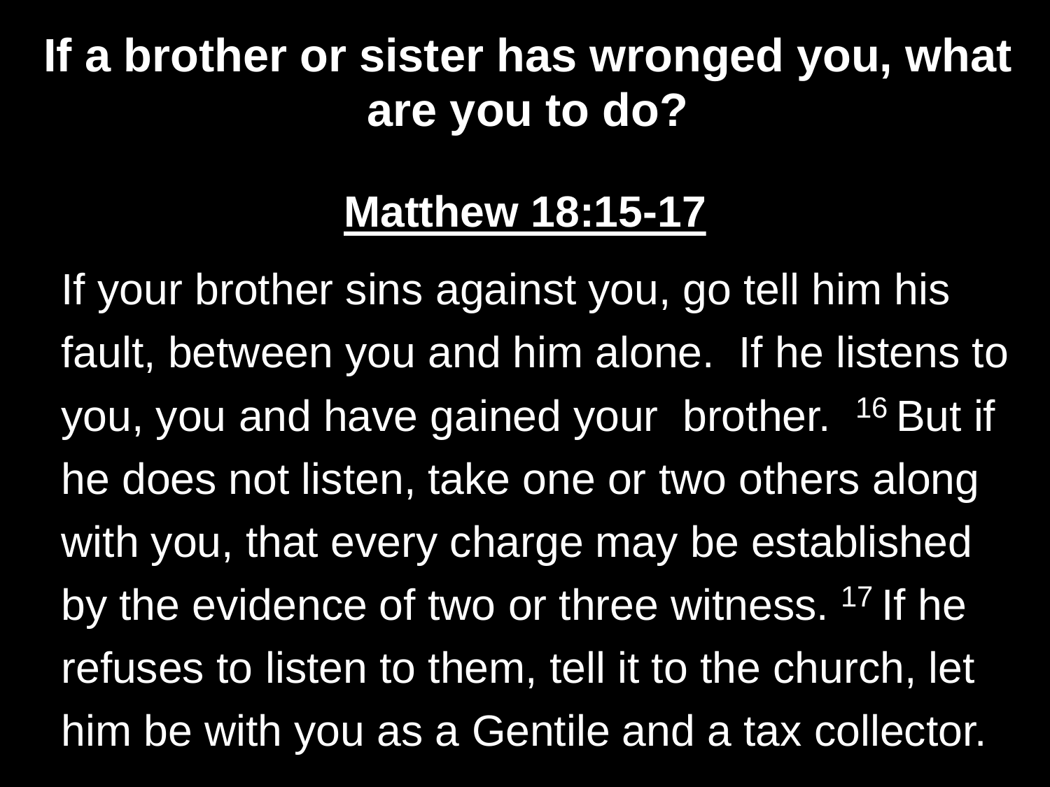# If a brother or sister has wronged you, what are you to do?

## Matthew 18:15-17

If your brother sins against you, go tell him his fault, between you and him alone. If he listens to you, you and have gained your brother. [16] But if he does not listen, take one or two others along with you, that every charge may be established by the evidence of two or three witness. [17] If he refuses to listen to them, tell it to the church, let him be with you as a Gentile and a tax collector.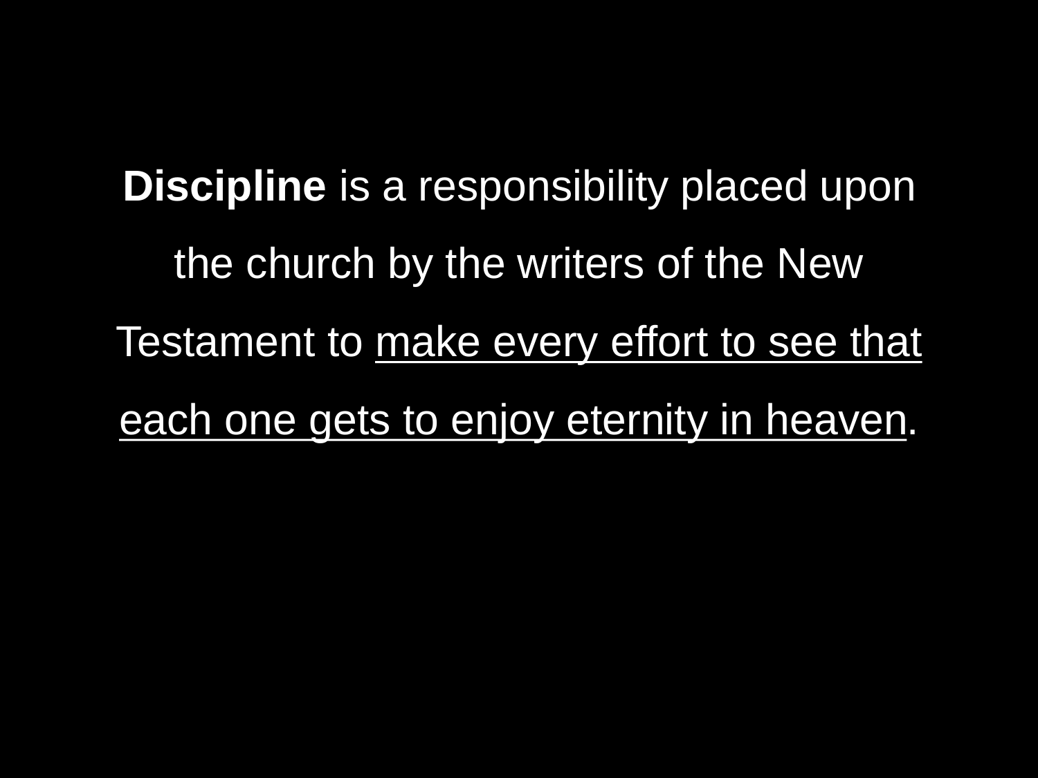**Discipline** is a responsibility placed upon the church by the writers of the New Testament to <u>make every effort to see that each one gets to enjoy eternity in heaven</u>.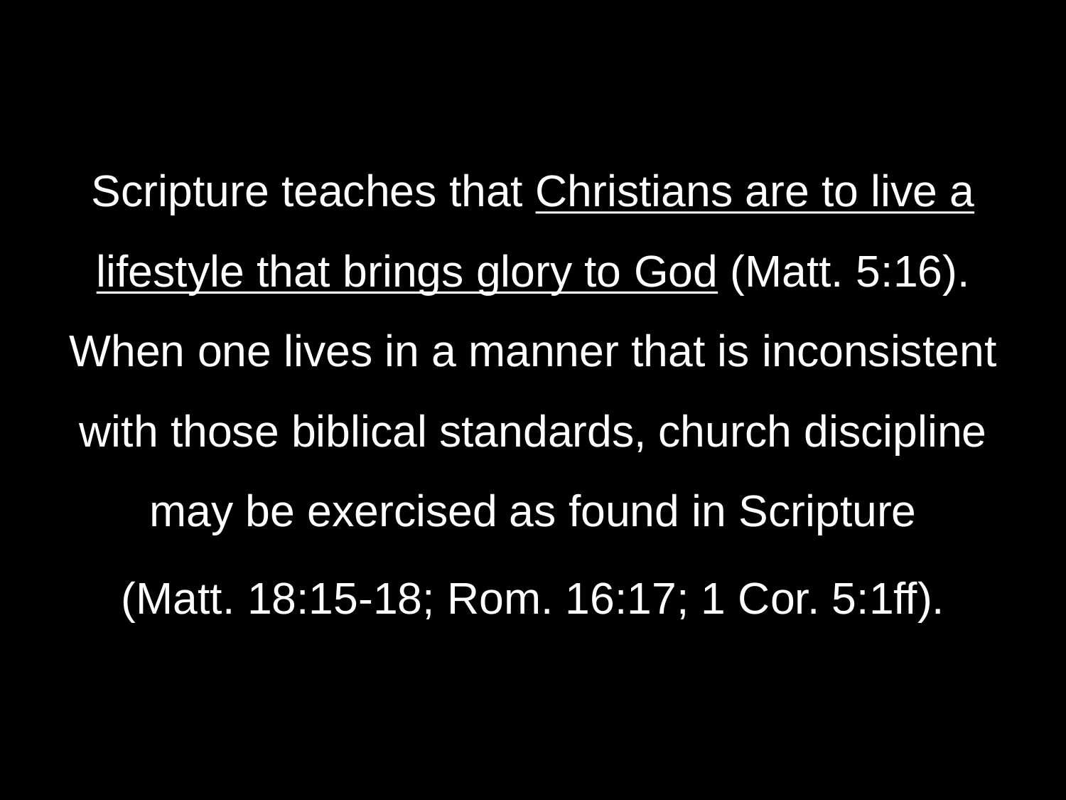Scripture teaches that <u>Christians are to live a lifestyle that brings glory to God</u> (Matt. 5:16). When one lives in a manner that is inconsistent with those biblical standards, church discipline may be exercised as found in Scripture

(Matt. 18:15-18; Rom. 16:17; 1 Cor. 5:1ff).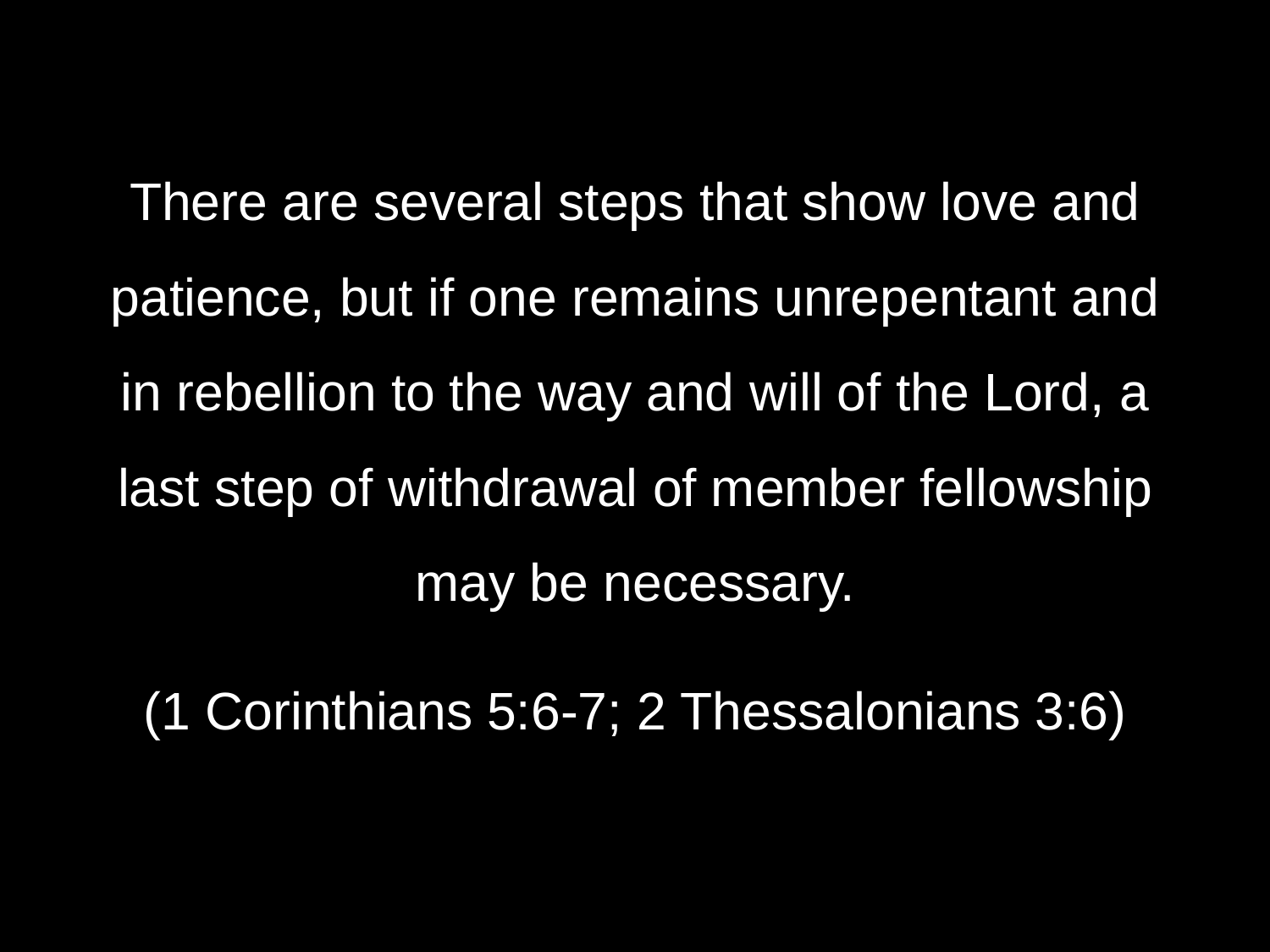There are several steps that show love and patience, but if one remains unrepentant and in rebellion to the way and will of the Lord, a last step of withdrawal of member fellowship may be necessary.

(1 Corinthians 5:6-7; 2 Thessalonians 3:6)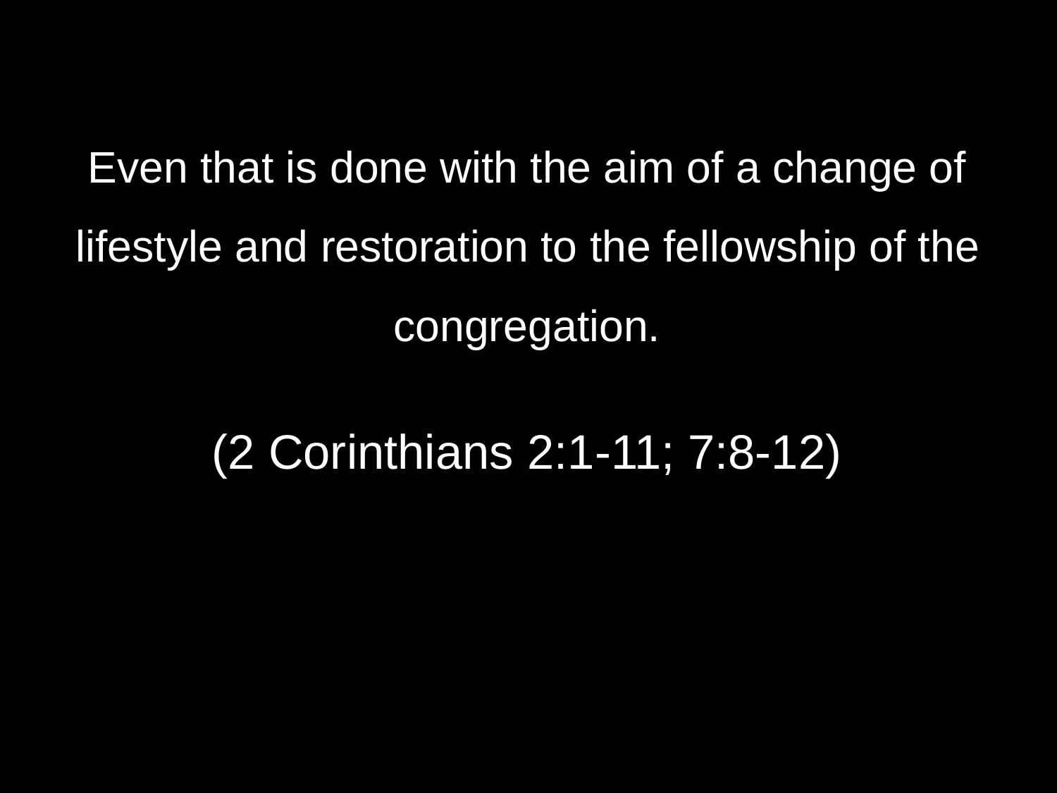Even that is done with the aim of a change of lifestyle and restoration to the fellowship of the congregation.

(2 Corinthians 2:1-11; 7:8-12)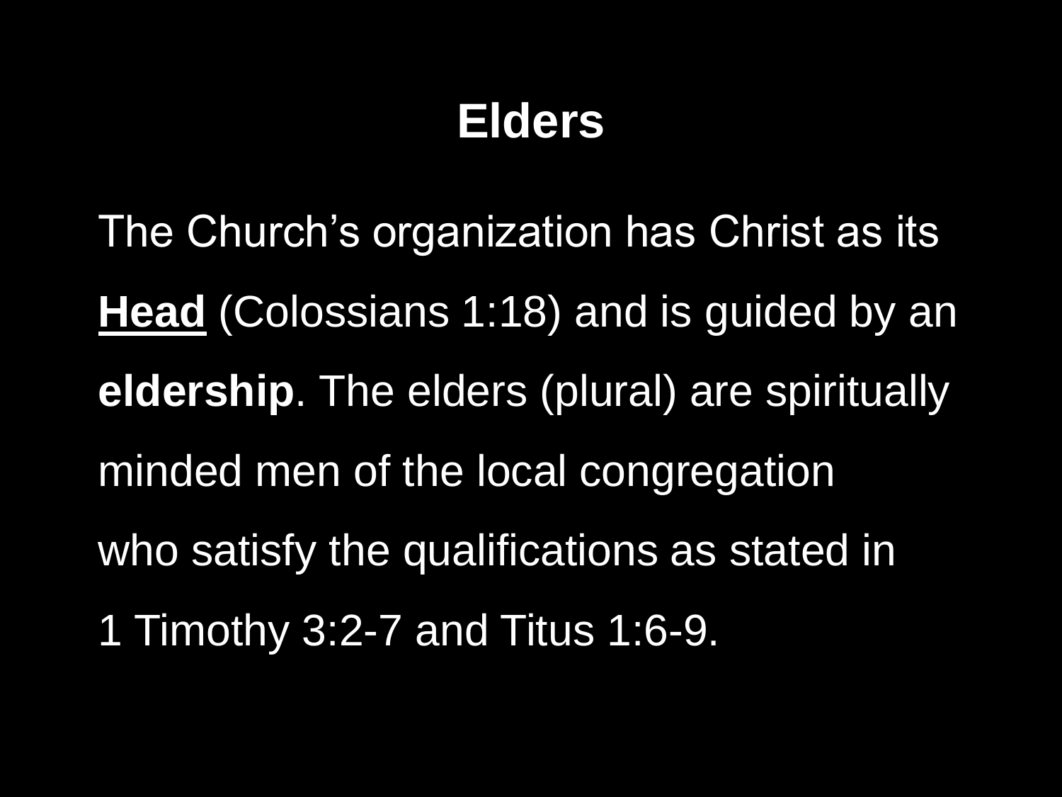# Elders

The Church's organization has Christ as its **<u>Head</u>** (Colossians 1:18) and is guided by an **eldership**. The elders (plural) are spiritually minded men of the local congregation who satisfy the qualifications as stated in 1 Timothy 3:2-7 and Titus 1:6-9.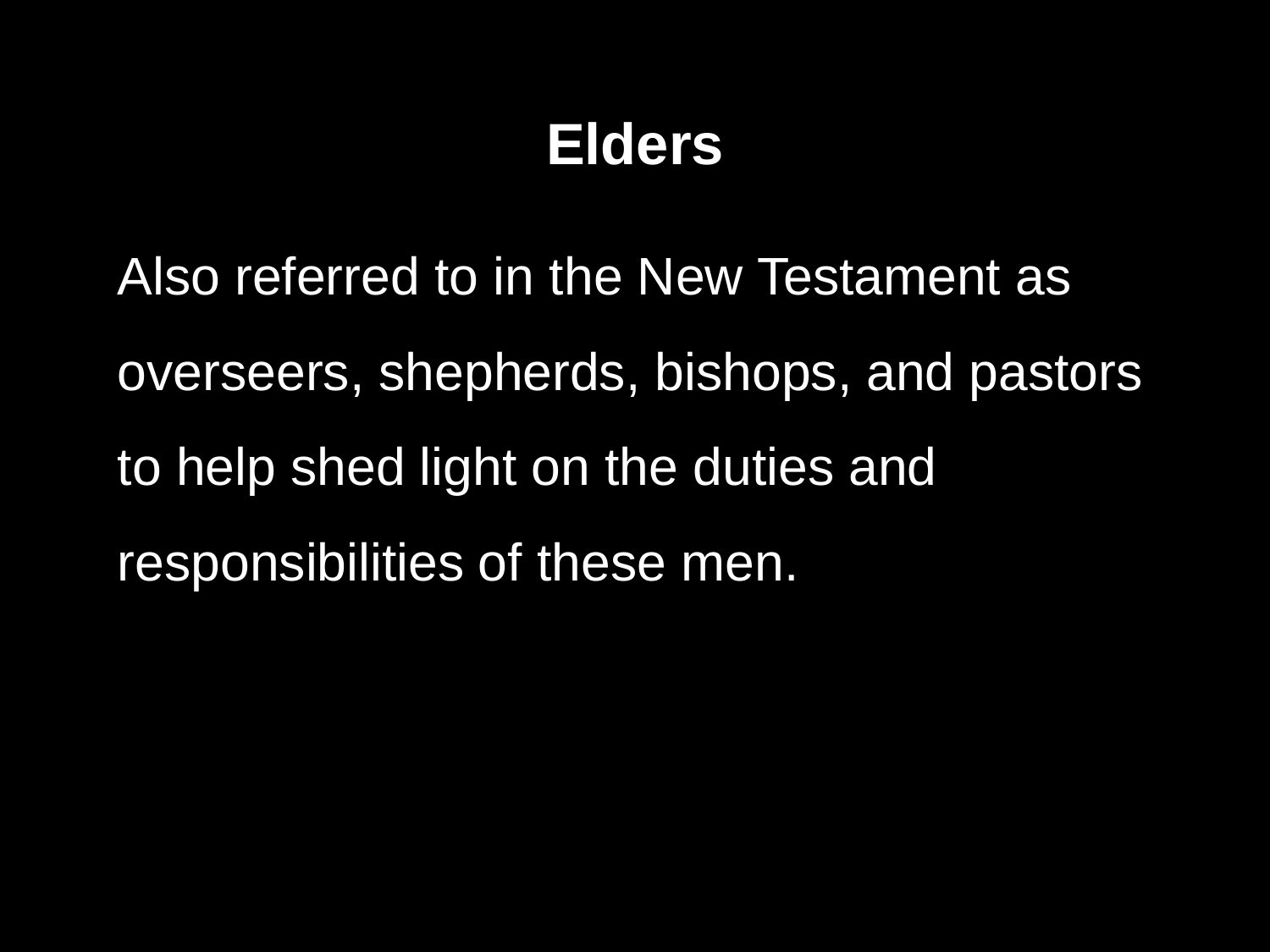# Elders

Also referred to in the New Testament as overseers, shepherds, bishops, and pastors to help shed light on the duties and responsibilities of these men.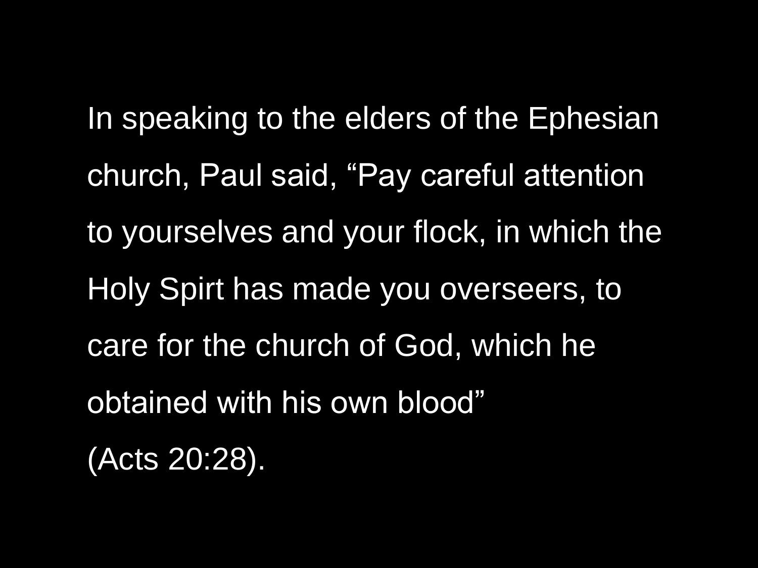In speaking to the elders of the Ephesian church, Paul said, “Pay careful attention to yourselves and your flock, in which the Holy Spirt has made you overseers, to care for the church of God, which he obtained with his own blood” (Acts 20:28).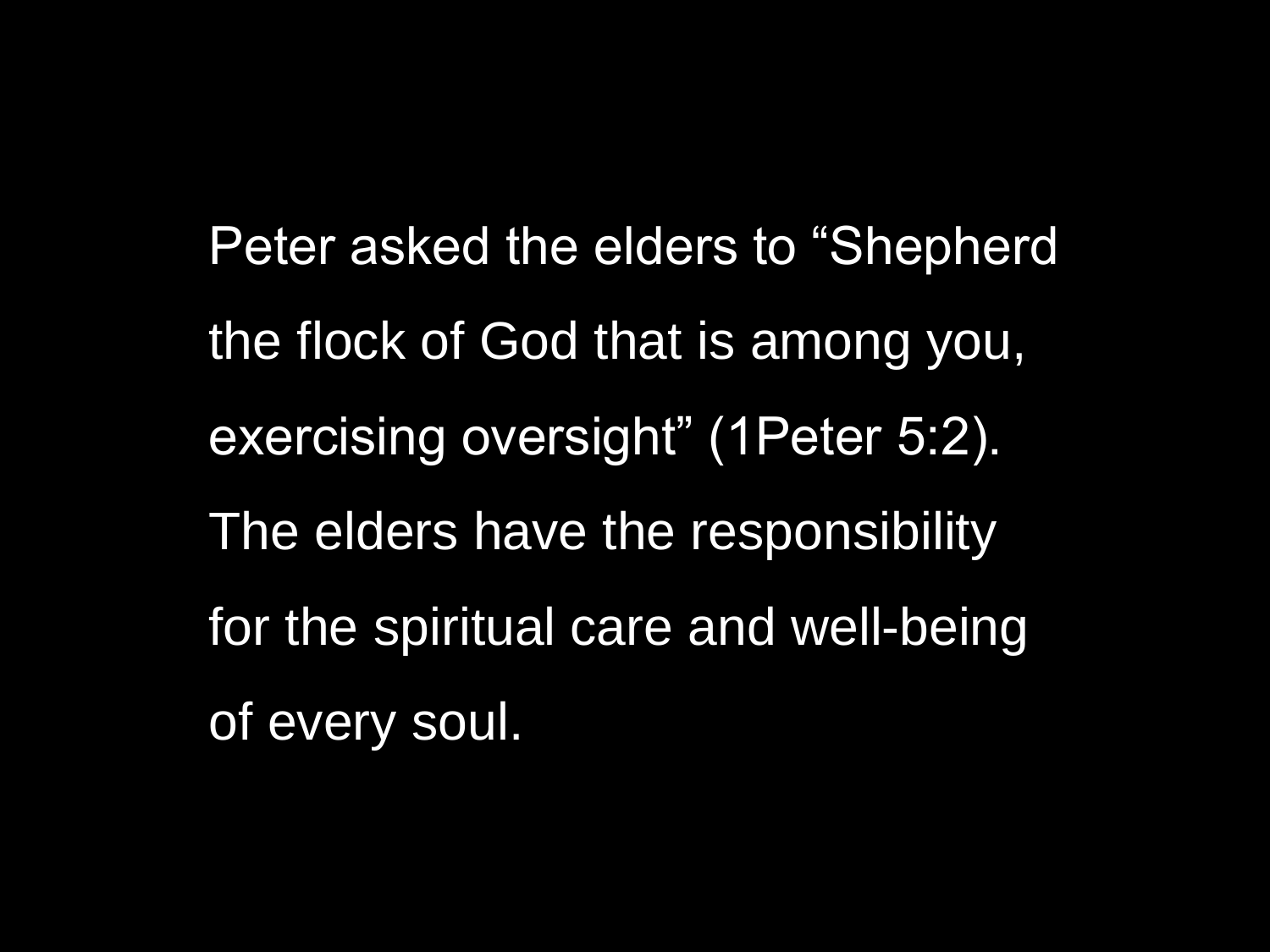Peter asked the elders to “Shepherd the flock of God that is among you, exercising oversight” (1Peter 5:2). The elders have the responsibility for the spiritual care and well-being of every soul.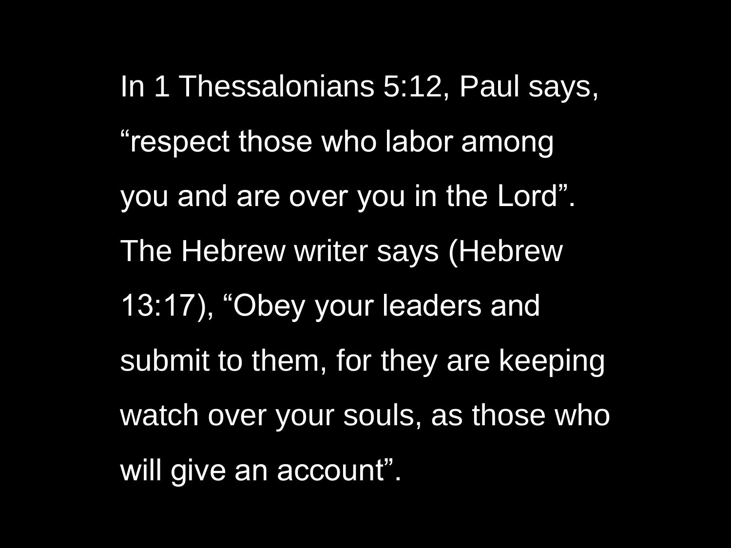In 1 Thessalonians 5:12, Paul says, “respect those who labor among you and are over you in the Lord”. The Hebrew writer says (Hebrew 13:17), “Obey your leaders and submit to them, for they are keeping watch over your souls, as those who will give an account”.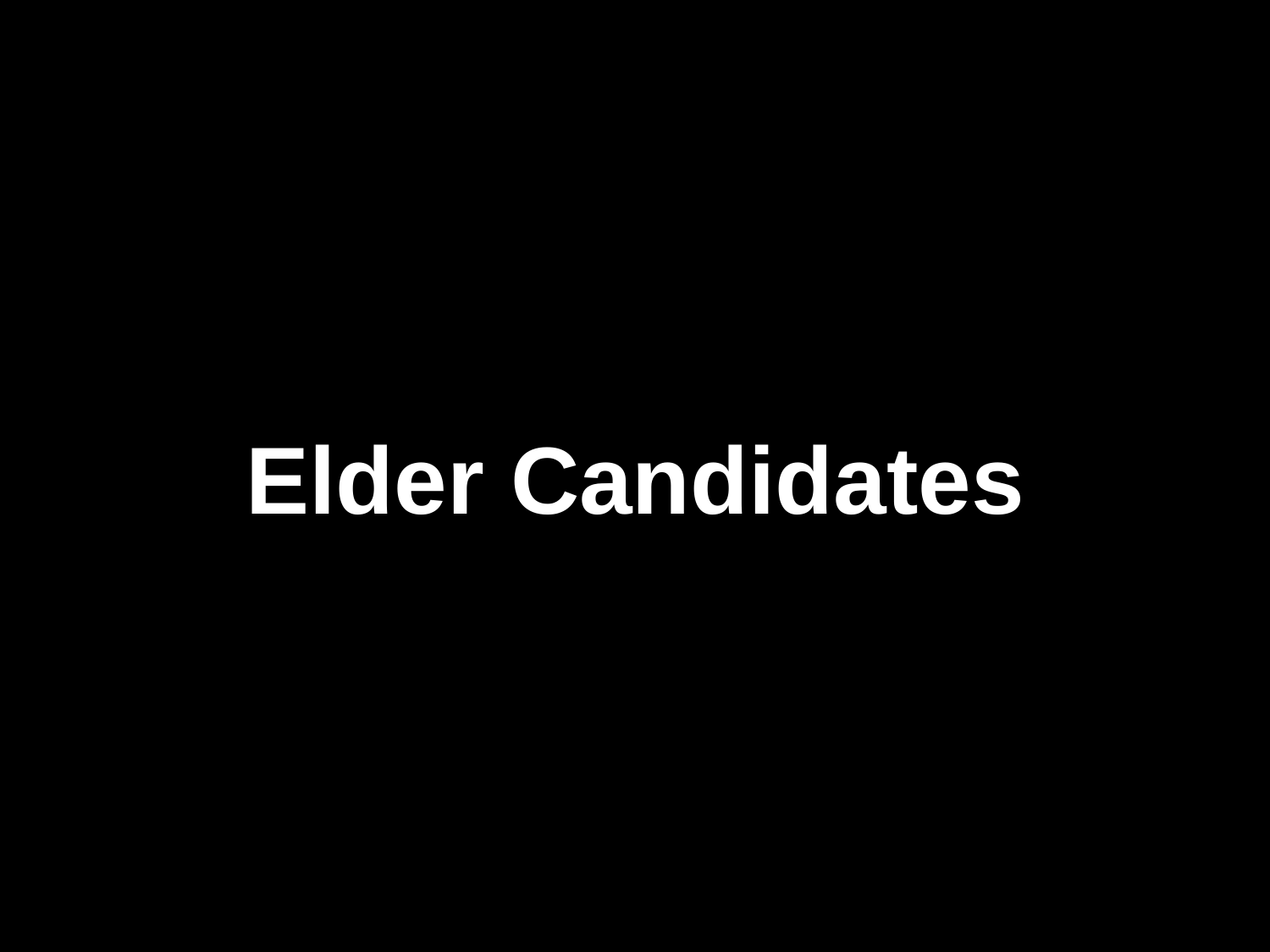# Elder Candidates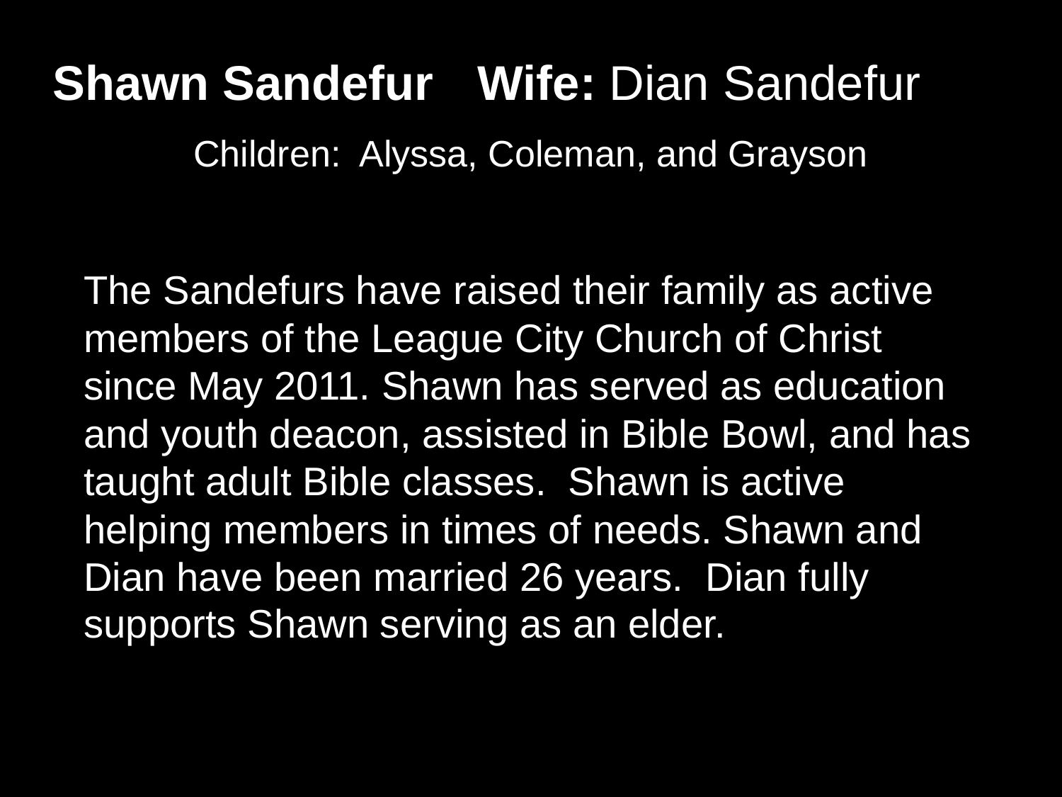**Shawn Sandefur** **Wife:** Dian Sandefur

Children: Alyssa, Coleman, and Grayson

The Sandefurs have raised their family as active members of the League City Church of Christ since May 2011. Shawn has served as education and youth deacon, assisted in Bible Bowl, and has taught adult Bible classes. Shawn is active helping members in times of needs. Shawn and Dian have been married 26 years. Dian fully supports Shawn serving as an elder.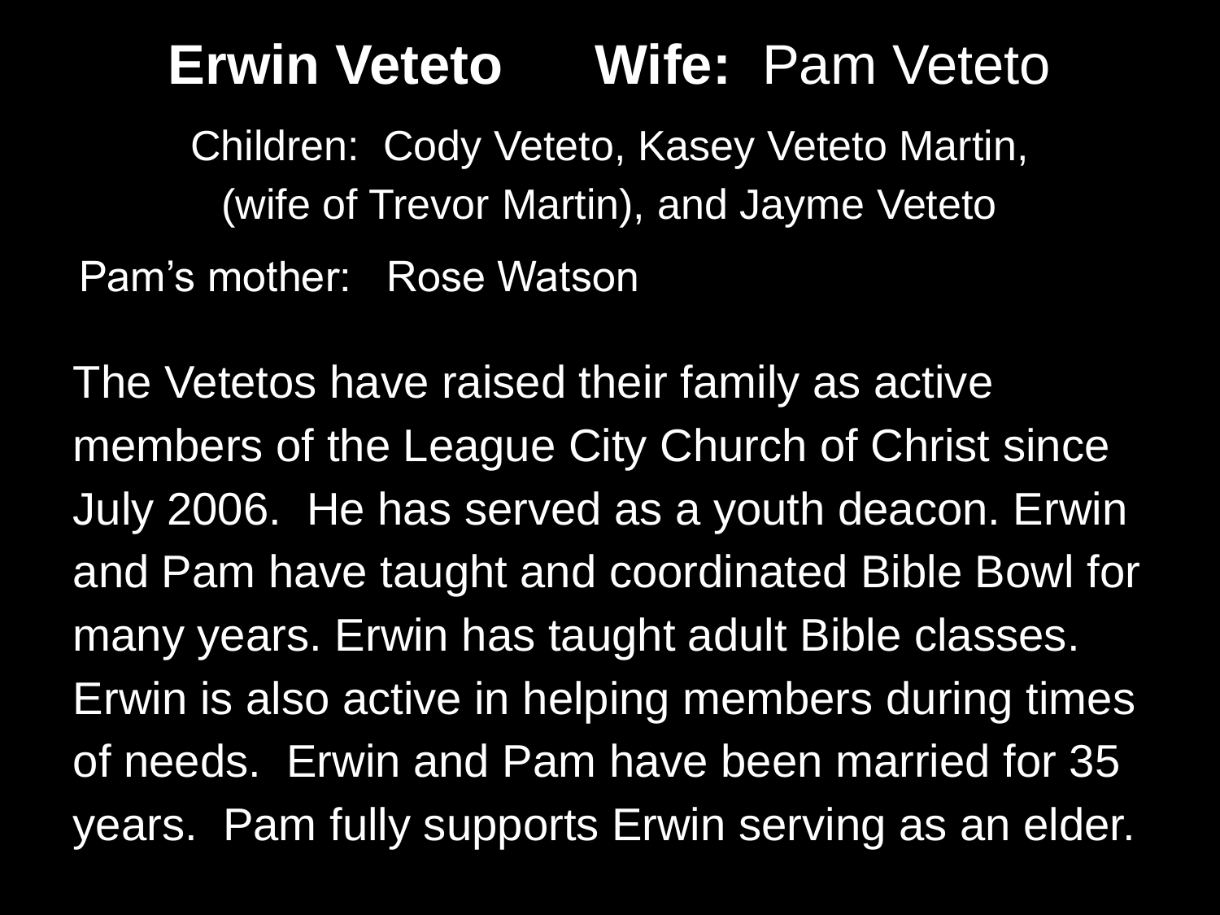# **Erwin Veteto** **Wife:** Pam Veteto

Children: Cody Veteto, Kasey Veteto Martin, (wife of Trevor Martin), and Jayme Veteto

Pam's mother: Rose Watson

The Vetetos have raised their family as active members of the League City Church of Christ since July 2006. He has served as a youth deacon. Erwin and Pam have taught and coordinated Bible Bowl for many years. Erwin has taught adult Bible classes. Erwin is also active in helping members during times of needs. Erwin and Pam have been married for 35 years. Pam fully supports Erwin serving as an elder.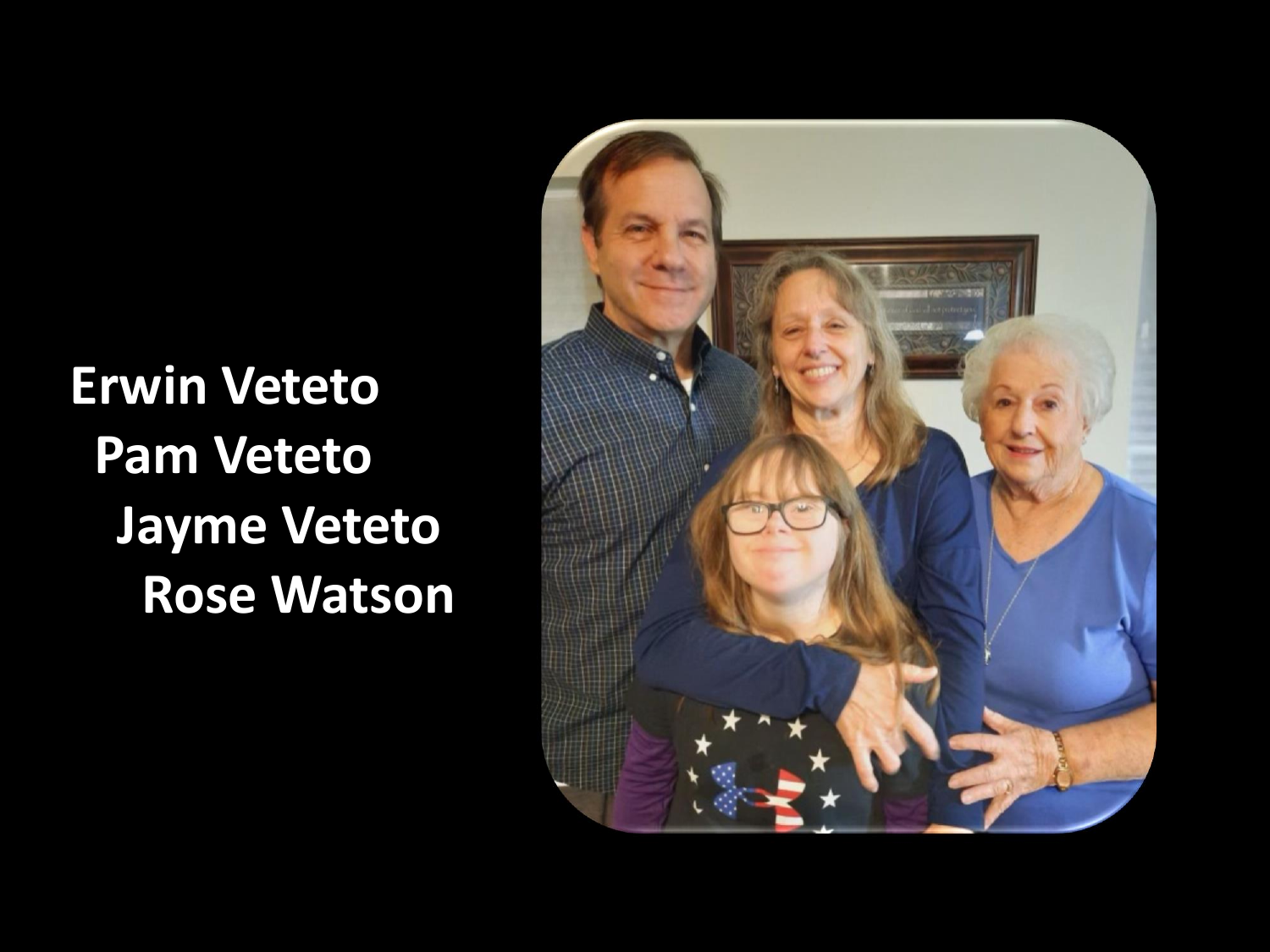Erwin Veteto
Pam Veteto
Jayme Veteto
Rose Watson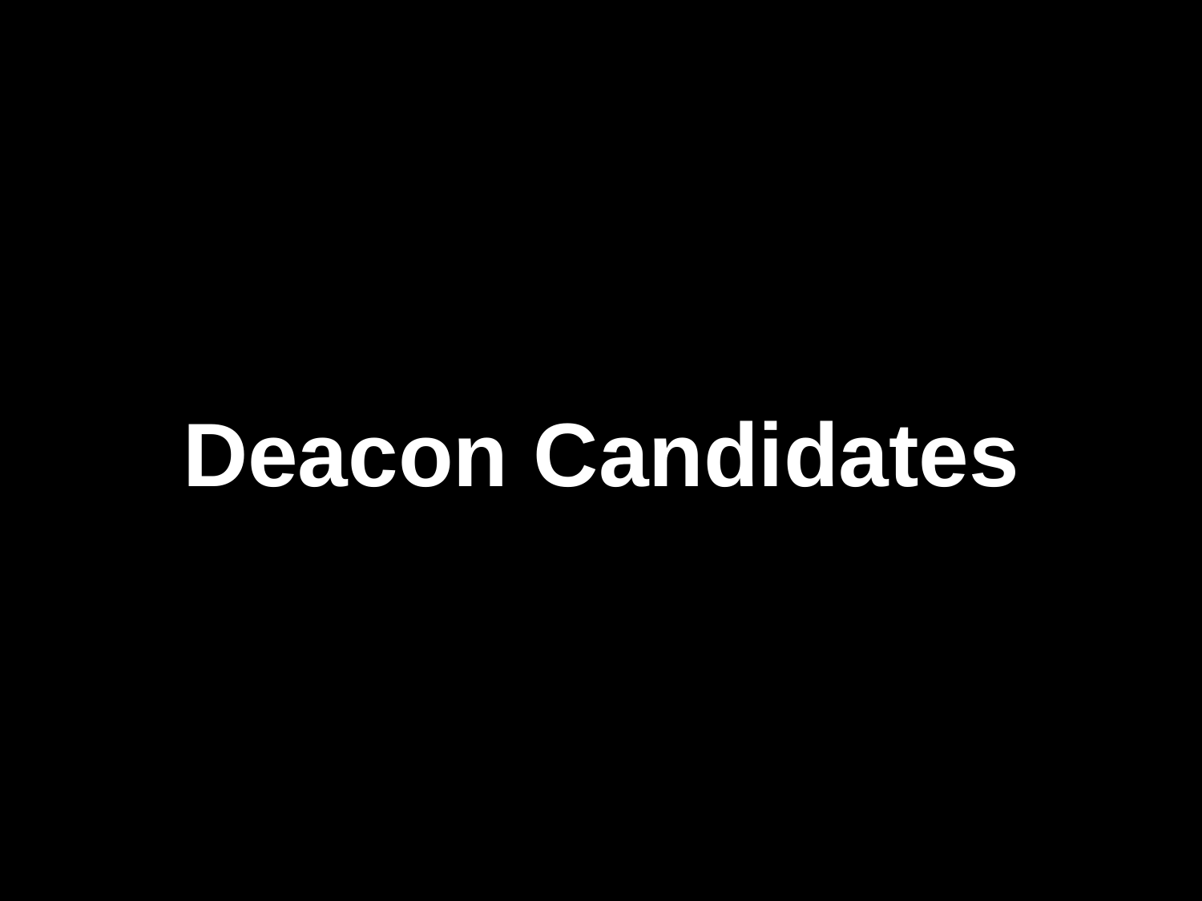# Deacon Candidates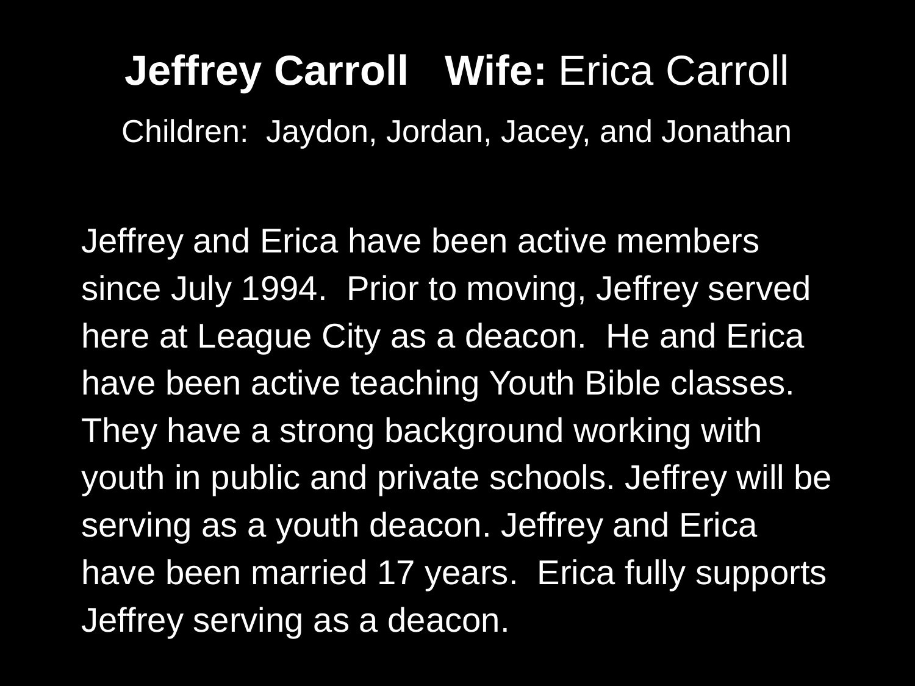# **Jeffrey Carroll** **Wife:** Erica Carroll

Children: Jaydon, Jordan, Jacey, and Jonathan

Jeffrey and Erica have been active members since July 1994. Prior to moving, Jeffrey served here at League City as a deacon. He and Erica have been active teaching Youth Bible classes. They have a strong background working with youth in public and private schools. Jeffrey will be serving as a youth deacon. Jeffrey and Erica have been married 17 years. Erica fully supports Jeffrey serving as a deacon.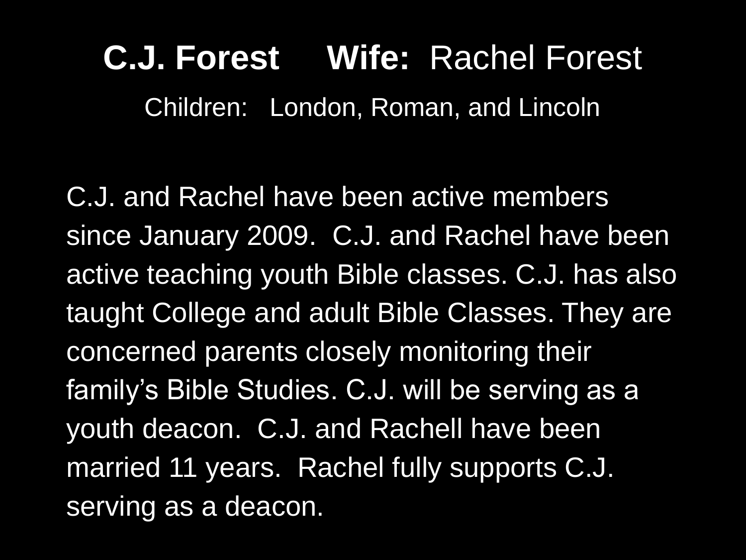# **C.J. Forest** **Wife:** Rachel Forest

Children: London, Roman, and Lincoln

C.J. and Rachel have been active members since January 2009. C.J. and Rachel have been active teaching youth Bible classes. C.J. has also taught College and adult Bible Classes. They are concerned parents closely monitoring their family's Bible Studies. C.J. will be serving as a youth deacon. C.J. and Rachell have been married 11 years. Rachel fully supports C.J. serving as a deacon.